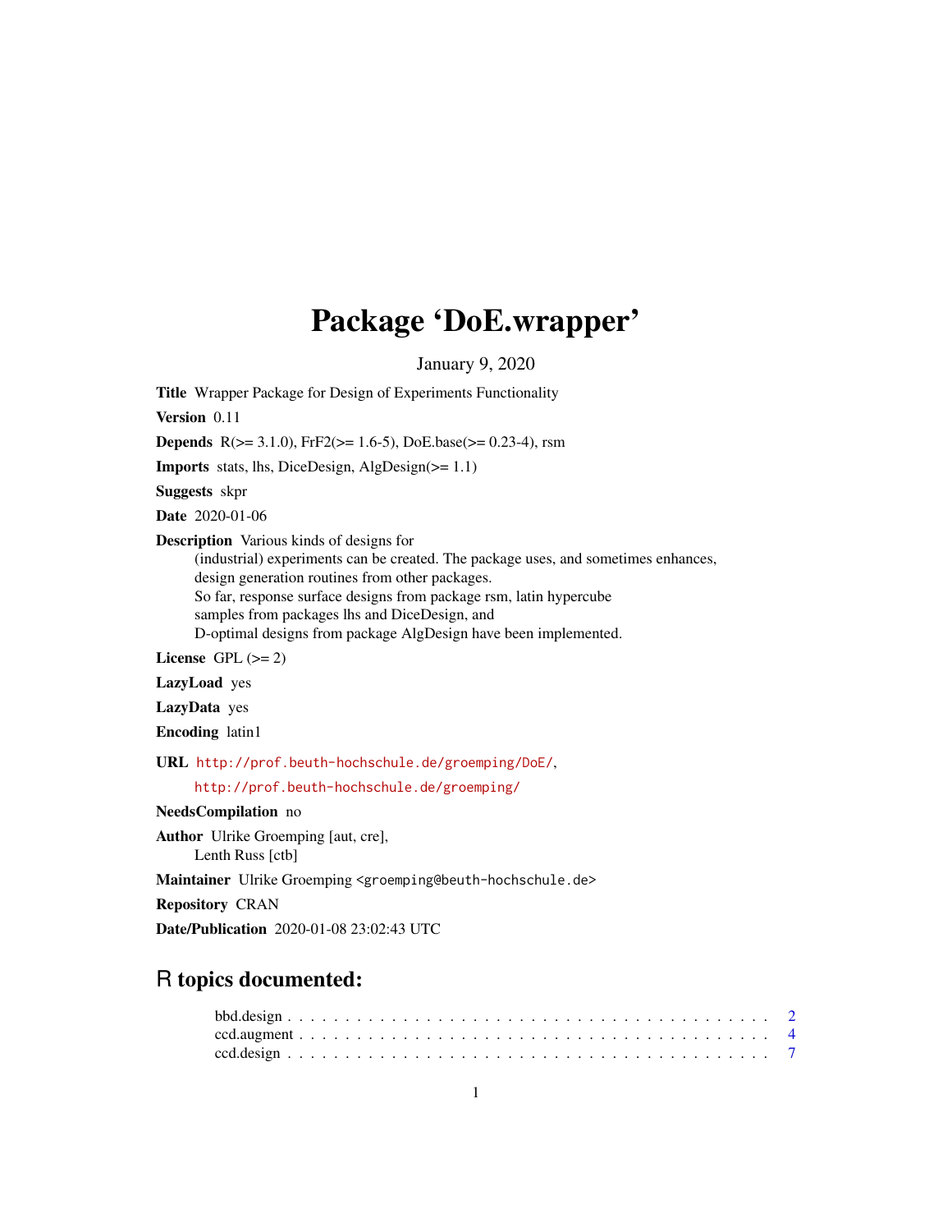# Package 'DoE.wrapper'

January 9, 2020

**Title** Wrapper Package for Design of Experiments Functionality

**Version** 0.11

**Depends** R(>= 3.1.0), FrF2(>= 1.6-5), DoE.base(>= 0.23-4), rsm

**Imports** stats, lhs, DiceDesign, AlgDesign(>= 1.1)

**Suggests** skpr

**Date** 2020-01-06

**Description** Various kinds of designs for
(industrial) experiments can be created. The package uses, and sometimes enhances,
design generation routines from other packages.
So far, response surface designs from package rsm, latin hypercube
samples from packages lhs and DiceDesign, and
D-optimal designs from package AlgDesign have been implemented.

**License** GPL (>= 2)

**LazyLoad** yes

**LazyData** yes

**Encoding** latin1

**URL** http://prof.beuth-hochschule.de/groemping/DoE/,
http://prof.beuth-hochschule.de/groemping/

**NeedsCompilation** no

**Author** Ulrike Groemping [aut, cre],
Lenth Russ [ctb]

**Maintainer** Ulrike Groemping <groemping@beuth-hochschule.de>

**Repository** CRAN

**Date/Publication** 2020-01-08 23:02:43 UTC

## R topics documented:

bbd.design . . . . . . . . . . . . . . . . . . . . . . . . . . . . . . . . . . . . . . . 2
ccd.augment . . . . . . . . . . . . . . . . . . . . . . . . . . . . . . . . . . . . . . 4
ccd.design . . . . . . . . . . . . . . . . . . . . . . . . . . . . . . . . . . . . . . . 7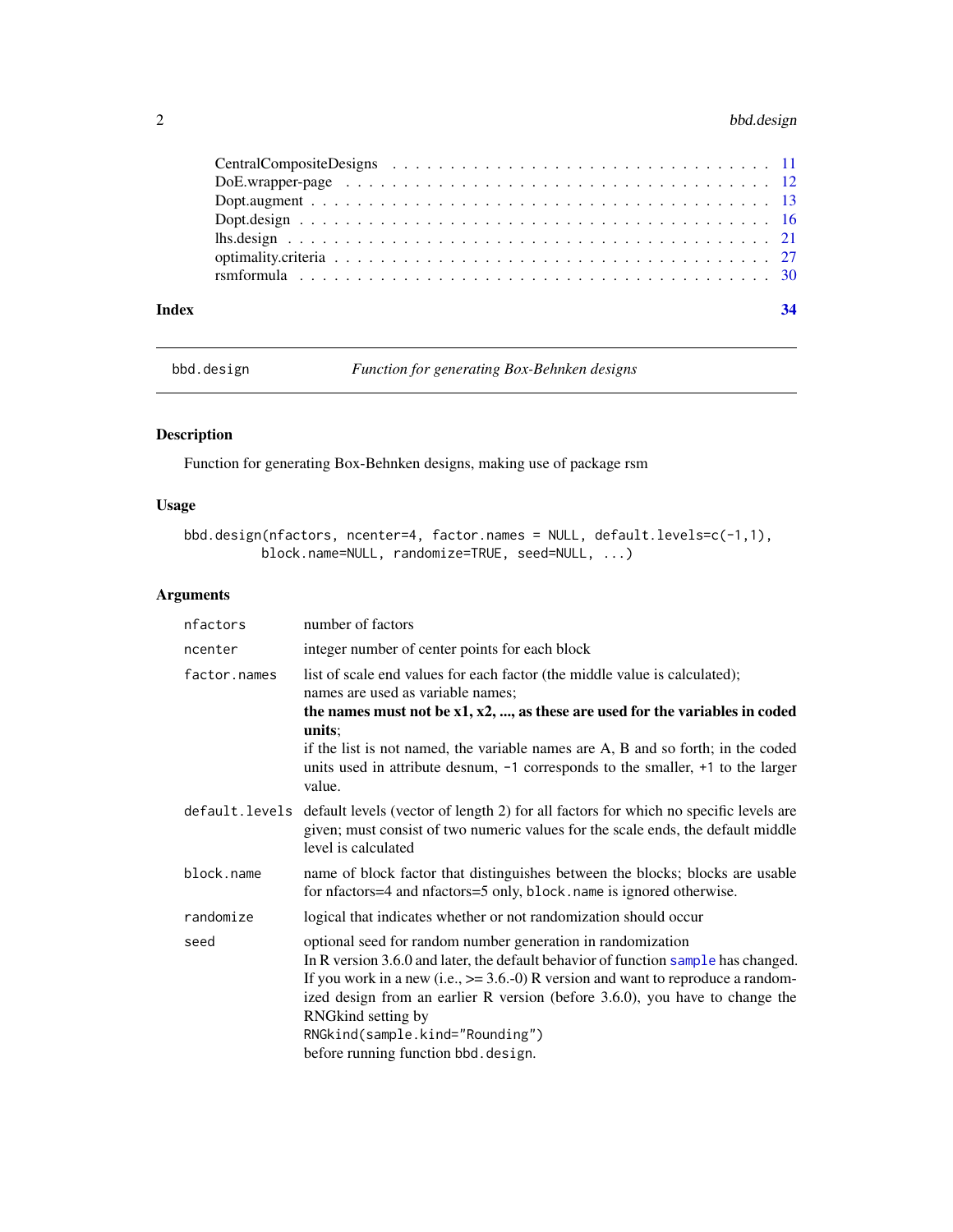| | |
|---|---|
| CentralCompositeDesigns | 11 |
| DoE.wrapper-page | 12 |
| Dopt.augment | 13 |
| Dopt.design | 16 |
| lhs.design | 21 |
| optimality.criteria | 27 |
| rsmformula | 30 |

**Index** **34**

---

bbd.design *Function for generating Box-Behnken designs*

---

## Description

Function for generating Box-Behnken designs, making use of package rsm

## Usage

```
bbd.design(nfactors, ncenter=4, factor.names = NULL, default.levels=c(-1,1),
         block.name=NULL, randomize=TRUE, seed=NULL, ...)
```

## Arguments

| | |
|---|---|
| `nfactors` | number of factors |
| `ncenter` | integer number of center points for each block |
| `factor.names` | list of scale end values for each factor (the middle value is calculated); names are used as variable names; **the names must not be x1, x2, ..., as these are used for the variables in coded units**; if the list is not named, the variable names are A, B and so forth; in the coded units used in attribute desnum, `-1` corresponds to the smaller, `+1` to the larger value. |
| `default.levels` | default levels (vector of length 2) for all factors for which no specific levels are given; must consist of two numeric values for the scale ends, the default middle level is calculated |
| `block.name` | name of block factor that distinguishes between the blocks; blocks are usable for nfactors=4 and nfactors=5 only, `block.name` is ignored otherwise. |
| `randomize` | logical that indicates whether or not randomization should occur |
| `seed` | optional seed for random number generation in randomization<br>In R version 3.6.0 and later, the default behavior of function `sample` has changed. If you work in a new (i.e., >= 3.6.-0) R version and want to reproduce a randomized design from an earlier R version (before 3.6.0), you have to change the RNGkind setting by<br>`RNGkind(sample.kind="Rounding")`<br>before running function `bbd.design`. |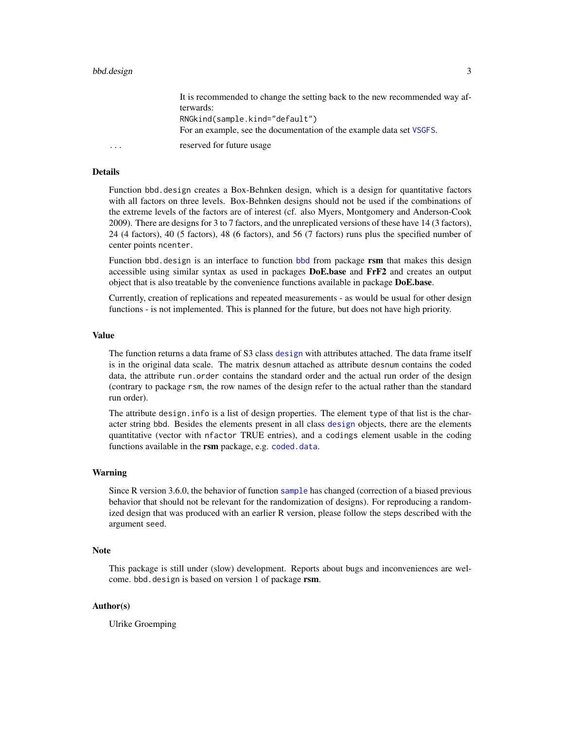It is recommended to change the setting back to the new recommended way afterwards:
`RNGkind(sample.kind="default")`
For an example, see the documentation of the example data set VSGFS.

`...` reserved for future usage

## Details

Function `bbd.design` creates a Box-Behnken design, which is a design for quantitative factors with all factors on three levels. Box-Behnken designs should not be used if the combinations of the extreme levels of the factors are of interest (cf. also Myers, Montgomery and Anderson-Cook 2009). There are designs for 3 to 7 factors, and the unreplicated versions of these have 14 (3 factors), 24 (4 factors), 40 (5 factors), 48 (6 factors), and 56 (7 factors) runs plus the specified number of center points `ncenter`.

Function `bbd.design` is an interface to function `bbd` from package **rsm** that makes this design accessible using similar syntax as used in packages **DoE.base** and **FrF2** and creates an output object that is also treatable by the convenience functions available in package **DoE.base**.

Currently, creation of replications and repeated measurements - as would be usual for other design functions - is not implemented. This is planned for the future, but does not have high priority.

## Value

The function returns a data frame of S3 class `design` with attributes attached. The data frame itself is in the original data scale. The matrix `desnum` attached as attribute `desnum` contains the coded data, the attribute `run.order` contains the standard order and the actual run order of the design (contrary to package `rsm`, the row names of the design refer to the actual rather than the standard run order).

The attribute `design.info` is a list of design properties. The element `type` of that list is the character string `bbd`. Besides the elements present in all class `design` objects, there are the elements quantitative (vector with `nfactor` TRUE entries), and a `codings` element usable in the coding functions available in the **rsm** package, e.g. `coded.data`.

## Warning

Since R version 3.6.0, the behavior of function `sample` has changed (correction of a biased previous behavior that should not be relevant for the randomization of designs). For reproducing a randomized design that was produced with an earlier R version, please follow the steps described with the argument `seed`.

## Note

This package is still under (slow) development. Reports about bugs and inconveniences are welcome. `bbd.design` is based on version 1 of package **rsm**.

## Author(s)

Ulrike Groemping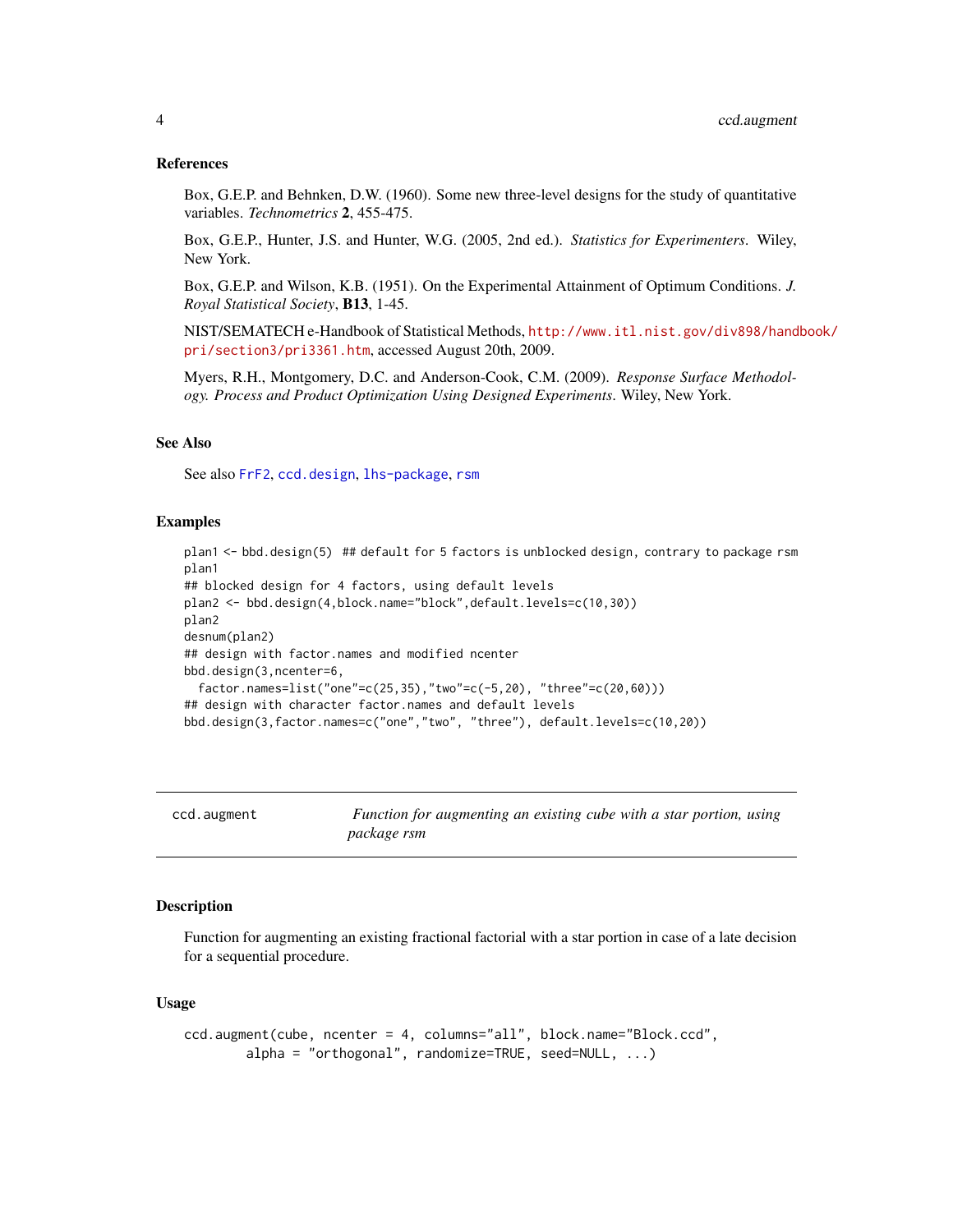### References

Box, G.E.P. and Behnken, D.W. (1960). Some new three-level designs for the study of quantitative variables. *Technometrics* **2**, 455-475.

Box, G.E.P., Hunter, J.S. and Hunter, W.G. (2005, 2nd ed.). *Statistics for Experimenters*. Wiley, New York.

Box, G.E.P. and Wilson, K.B. (1951). On the Experimental Attainment of Optimum Conditions. *J. Royal Statistical Society*, **B13**, 1-45.

NIST/SEMATECH e-Handbook of Statistical Methods, http://www.itl.nist.gov/div898/handbook/pri/section3/pri3361.htm, accessed August 20th, 2009.

Myers, R.H., Montgomery, D.C. and Anderson-Cook, C.M. (2009). *Response Surface Methodology. Process and Product Optimization Using Designed Experiments*. Wiley, New York.

### See Also

See also `FrF2`, `ccd.design`, `lhs-package`, `rsm`

### Examples

```
plan1 <- bbd.design(5)  ## default for 5 factors is unblocked design, contrary to package rsm
plan1
## blocked design for 4 factors, using default levels
plan2 <- bbd.design(4,block.name="block",default.levels=c(10,30))
plan2
desnum(plan2)
## design with factor.names and modified ncenter
bbd.design(3,ncenter=6,
  factor.names=list("one"=c(25,35),"two"=c(-5,20), "three"=c(20,60)))
## design with character factor.names and default levels
bbd.design(3,factor.names=c("one","two", "three"), default.levels=c(10,20))
```

---

## ccd.augment — *Function for augmenting an existing cube with a star portion, using package rsm*

### Description

Function for augmenting an existing fractional factorial with a star portion in case of a late decision for a sequential procedure.

### Usage

```
ccd.augment(cube, ncenter = 4, columns="all", block.name="Block.ccd",
        alpha = "orthogonal", randomize=TRUE, seed=NULL, ...)
```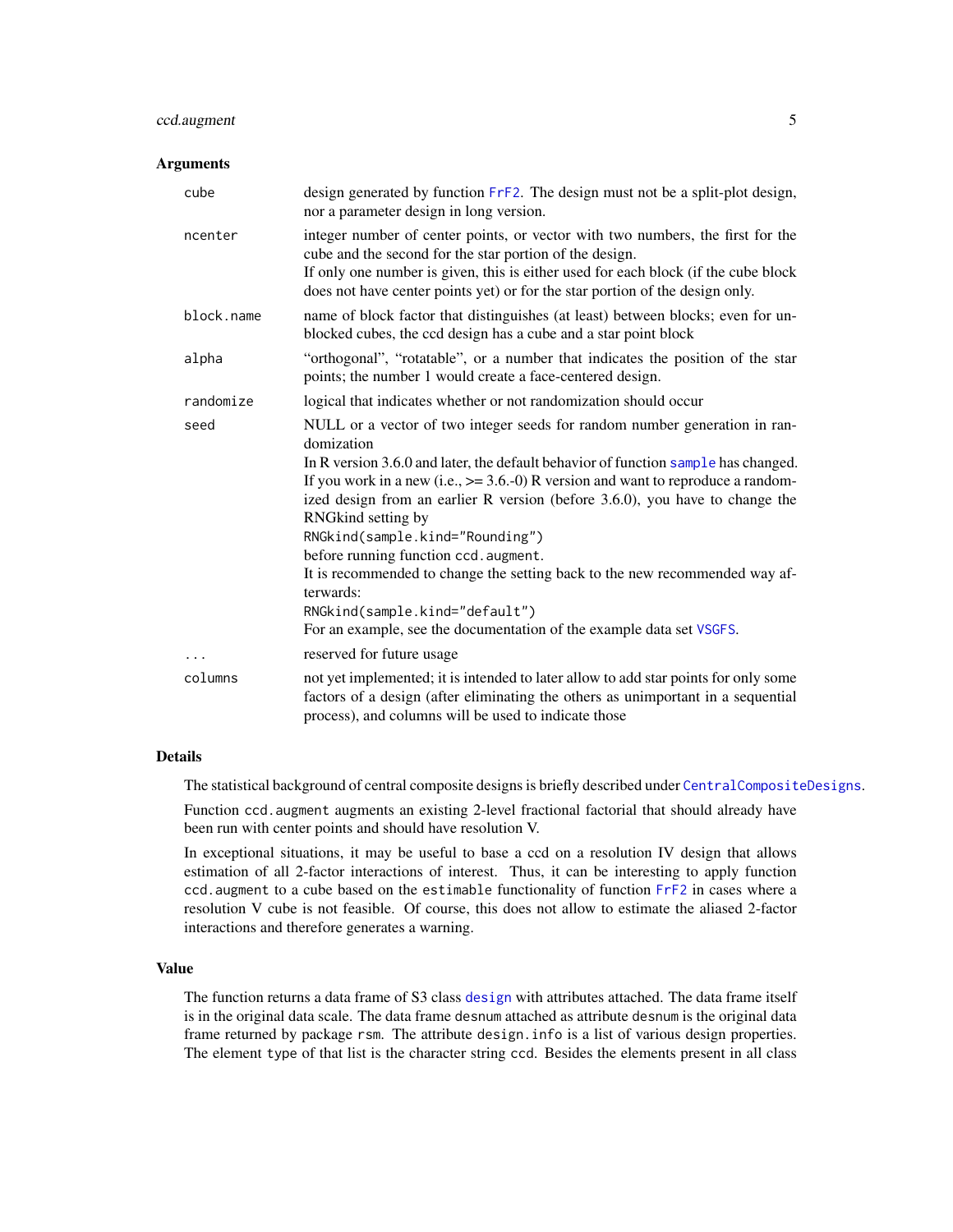### Arguments

| | |
|---|---|
| `cube` | design generated by function `FrF2`. The design must not be a split-plot design, nor a parameter design in long version. |
| `ncenter` | integer number of center points, or vector with two numbers, the first for the cube and the second for the star portion of the design.<br>If only one number is given, this is either used for each block (if the cube block does not have center points yet) or for the star portion of the design only. |
| `block.name` | name of block factor that distinguishes (at least) between blocks; even for unblocked cubes, the ccd design has a cube and a star point block |
| `alpha` | "orthogonal", "rotatable", or a number that indicates the position of the star points; the number 1 would create a face-centered design. |
| `randomize` | logical that indicates whether or not randomization should occur |
| `seed` | NULL or a vector of two integer seeds for random number generation in randomization<br>In R version 3.6.0 and later, the default behavior of function `sample` has changed. If you work in a new (i.e., >= 3.6.-0) R version and want to reproduce a randomized design from an earlier R version (before 3.6.0), you have to change the RNGkind setting by<br>`RNGkind(sample.kind="Rounding")`<br>before running function `ccd.augment`.<br>It is recommended to change the setting back to the new recommended way afterwards:<br>`RNGkind(sample.kind="default")`<br>For an example, see the documentation of the example data set `VSGFS`. |
| `...` | reserved for future usage |
| `columns` | not yet implemented; it is intended to later allow to add star points for only some factors of a design (after eliminating the others as unimportant in a sequential process), and columns will be used to indicate those |

### Details

The statistical background of central composite designs is briefly described under `CentralCompositeDesigns`.

Function `ccd.augment` augments an existing 2-level fractional factorial that should already have been run with center points and should have resolution V.

In exceptional situations, it may be useful to base a ccd on a resolution IV design that allows estimation of all 2-factor interactions of interest. Thus, it can be interesting to apply function `ccd.augment` to a cube based on the `estimable` functionality of function `FrF2` in cases where a resolution V cube is not feasible. Of course, this does not allow to estimate the aliased 2-factor interactions and therefore generates a warning.

### Value

The function returns a data frame of S3 class `design` with attributes attached. The data frame itself is in the original data scale. The data frame `desnum` attached as attribute `desnum` is the original data frame returned by package `rsm`. The attribute `design.info` is a list of various design properties. The element `type` of that list is the character string `ccd`. Besides the elements present in all class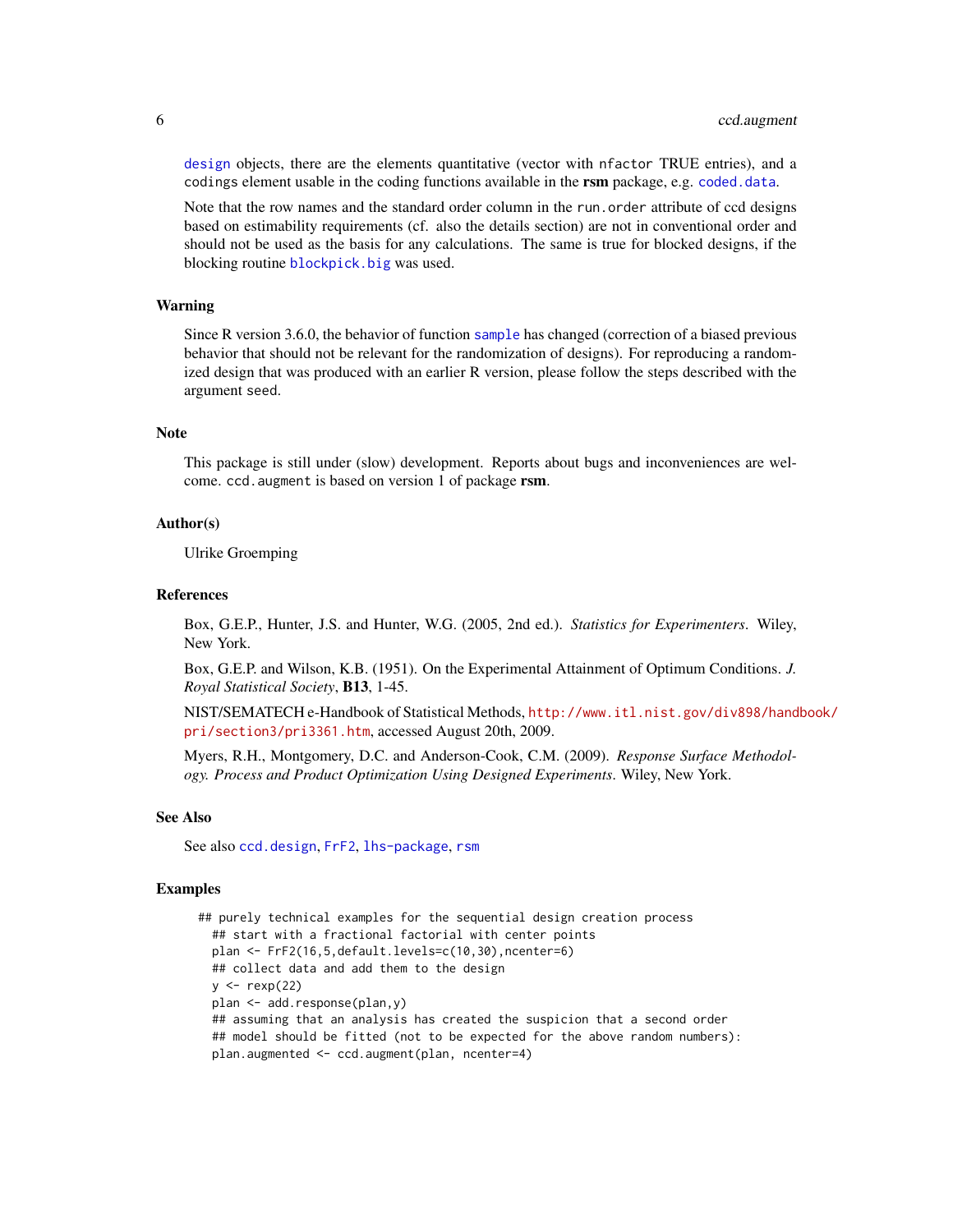design objects, there are the elements quantitative (vector with nfactor TRUE entries), and a codings element usable in the coding functions available in the **rsm** package, e.g. coded.data.

Note that the row names and the standard order column in the run.order attribute of ccd designs based on estimability requirements (cf. also the details section) are not in conventional order and should not be used as the basis for any calculations. The same is true for blocked designs, if the blocking routine blockpick.big was used.

### Warning

Since R version 3.6.0, the behavior of function sample has changed (correction of a biased previous behavior that should not be relevant for the randomization of designs). For reproducing a randomized design that was produced with an earlier R version, please follow the steps described with the argument seed.

### Note

This package is still under (slow) development. Reports about bugs and inconveniences are welcome. ccd.augment is based on version 1 of package **rsm**.

### Author(s)

Ulrike Groemping

### References

Box, G.E.P., Hunter, J.S. and Hunter, W.G. (2005, 2nd ed.). *Statistics for Experimenters*. Wiley, New York.

Box, G.E.P. and Wilson, K.B. (1951). On the Experimental Attainment of Optimum Conditions. *J. Royal Statistical Society*, **B13**, 1-45.

NIST/SEMATECH e-Handbook of Statistical Methods, http://www.itl.nist.gov/div898/handbook/pri/section3/pri3361.htm, accessed August 20th, 2009.

Myers, R.H., Montgomery, D.C. and Anderson-Cook, C.M. (2009). *Response Surface Methodology. Process and Product Optimization Using Designed Experiments*. Wiley, New York.

### See Also

See also ccd.design, FrF2, lhs-package, rsm

### Examples

```
## purely technical examples for the sequential design creation process
  ## start with a fractional factorial with center points
  plan <- FrF2(16,5,default.levels=c(10,30),ncenter=6)
  ## collect data and add them to the design
  y <- rexp(22)
  plan <- add.response(plan,y)
  ## assuming that an analysis has created the suspicion that a second order
  ## model should be fitted (not to be expected for the above random numbers):
  plan.augmented <- ccd.augment(plan, ncenter=4)
```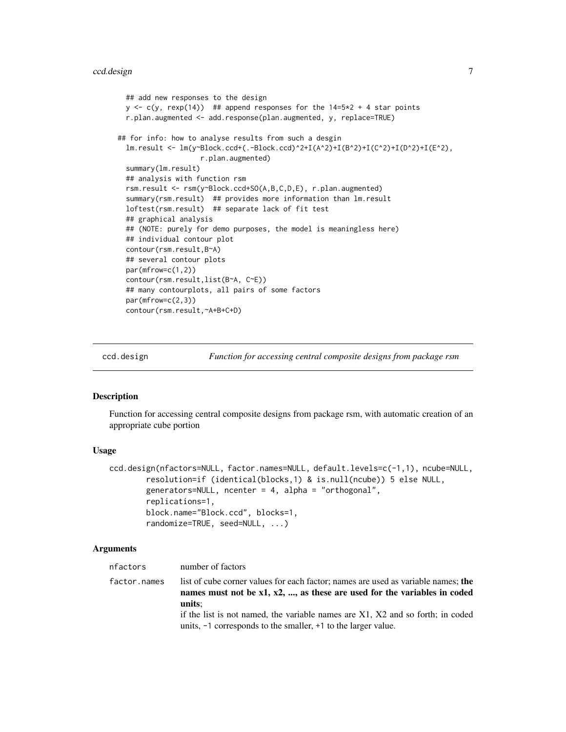```
  ## add new responses to the design
  y <- c(y, rexp(14))  ## append responses for the 14=5*2 + 4 star points
  r.plan.augmented <- add.response(plan.augmented, y, replace=TRUE)

## for info: how to analyse results from such a desgin
  lm.result <- lm(y~Block.ccd+(.-Block.ccd)^2+I(A^2)+I(B^2)+I(C^2)+I(D^2)+I(E^2),
                  r.plan.augmented)
  summary(lm.result)
  ## analysis with function rsm
  rsm.result <- rsm(y~Block.ccd+SO(A,B,C,D,E), r.plan.augmented)
  summary(rsm.result)  ## provides more information than lm.result
  loftest(rsm.result)  ## separate lack of fit test
  ## graphical analysis
  ## (NOTE: purely for demo purposes, the model is meaningless here)
  ## individual contour plot
  contour(rsm.result,B~A)
  ## several contour plots
  par(mfrow=c(1,2))
  contour(rsm.result,list(B~A, C~E))
  ## many contourplots, all pairs of some factors
  par(mfrow=c(2,3))
  contour(rsm.result,~A+B+C+D)
```

## ccd.design — *Function for accessing central composite designs from package rsm*

### Description

Function for accessing central composite designs from package rsm, with automatic creation of an appropriate cube portion

### Usage

```
ccd.design(nfactors=NULL, factor.names=NULL, default.levels=c(-1,1), ncube=NULL,
       resolution=if (identical(blocks,1) & is.null(ncube)) 5 else NULL,
       generators=NULL, ncenter = 4, alpha = "orthogonal",
       replications=1,
       block.name="Block.ccd", blocks=1,
       randomize=TRUE, seed=NULL, ...)
```

### Arguments

| | |
|---|---|
| `nfactors` | number of factors |
| `factor.names` | list of cube corner values for each factor; names are used as variable names; **the names must not be x1, x2, ..., as these are used for the variables in coded units**;<br>if the list is not named, the variable names are X1, X2 and so forth; in coded units, -1 corresponds to the smaller, +1 to the larger value. |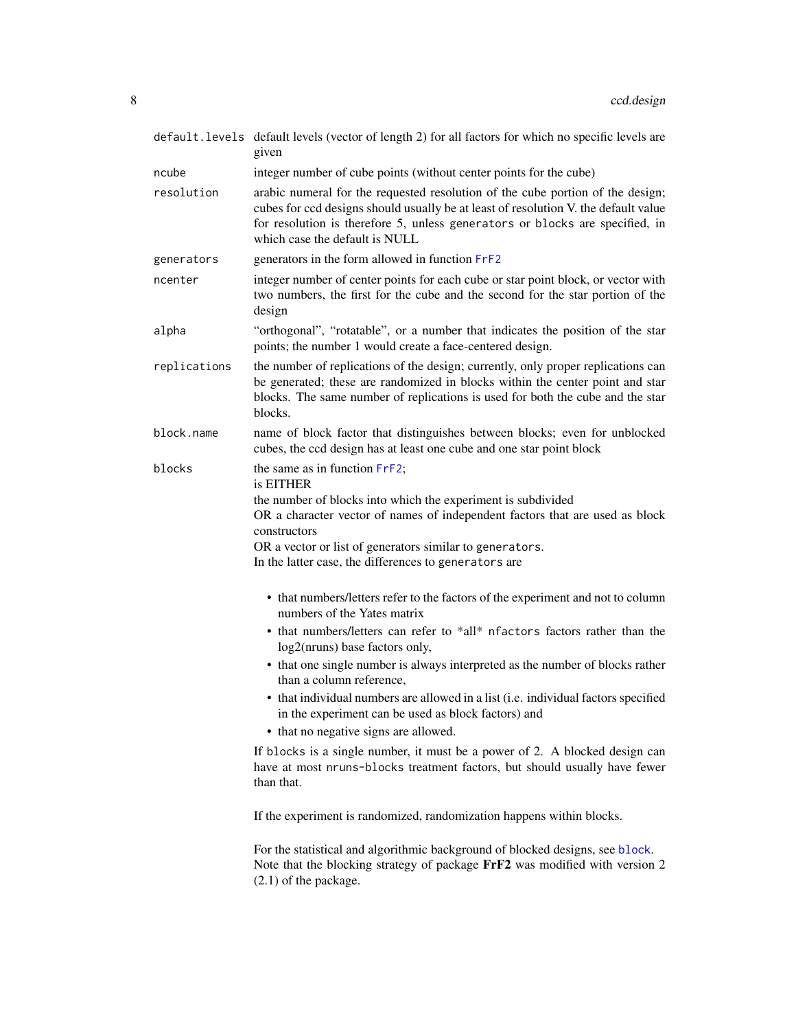| | |
|---|---|
| `default.levels` | default levels (vector of length 2) for all factors for which no specific levels are given |
| `ncube` | integer number of cube points (without center points for the cube) |
| `resolution` | arabic numeral for the requested resolution of the cube portion of the design; cubes for ccd designs should usually be at least of resolution V. the default value for resolution is therefore 5, unless `generators` or `blocks` are specified, in which case the default is NULL |
| `generators` | generators in the form allowed in function `FrF2` |
| `ncenter` | integer number of center points for each cube or star point block, or vector with two numbers, the first for the cube and the second for the star portion of the design |
| `alpha` | "orthogonal", "rotatable", or a number that indicates the position of the star points; the number 1 would create a face-centered design. |
| `replications` | the number of replications of the design; currently, only proper replications can be generated; these are randomized in blocks within the center point and star blocks. The same number of replications is used for both the cube and the star blocks. |
| `block.name` | name of block factor that distinguishes between blocks; even for unblocked cubes, the ccd design has at least one cube and one star point block |
| `blocks` | the same as in function `FrF2`; |

is EITHER
the number of blocks into which the experiment is subdivided
OR a character vector of names of independent factors that are used as block constructors
OR a vector or list of generators similar to `generators`.
In the latter case, the differences to `generators` are

- that numbers/letters refer to the factors of the experiment and not to column numbers of the Yates matrix
- that numbers/letters can refer to *all* `nfactors` factors rather than the log2(nruns) base factors only,
- that one single number is always interpreted as the number of blocks rather than a column reference,
- that individual numbers are allowed in a list (i.e. individual factors specified in the experiment can be used as block factors) and
- that no negative signs are allowed.

If `blocks` is a single number, it must be a power of 2. A blocked design can have at most `nruns-blocks` treatment factors, but should usually have fewer than that.

If the experiment is randomized, randomization happens within blocks.

For the statistical and algorithmic background of blocked designs, see `block`.
Note that the blocking strategy of package **FrF2** was modified with version 2 (2.1) of the package.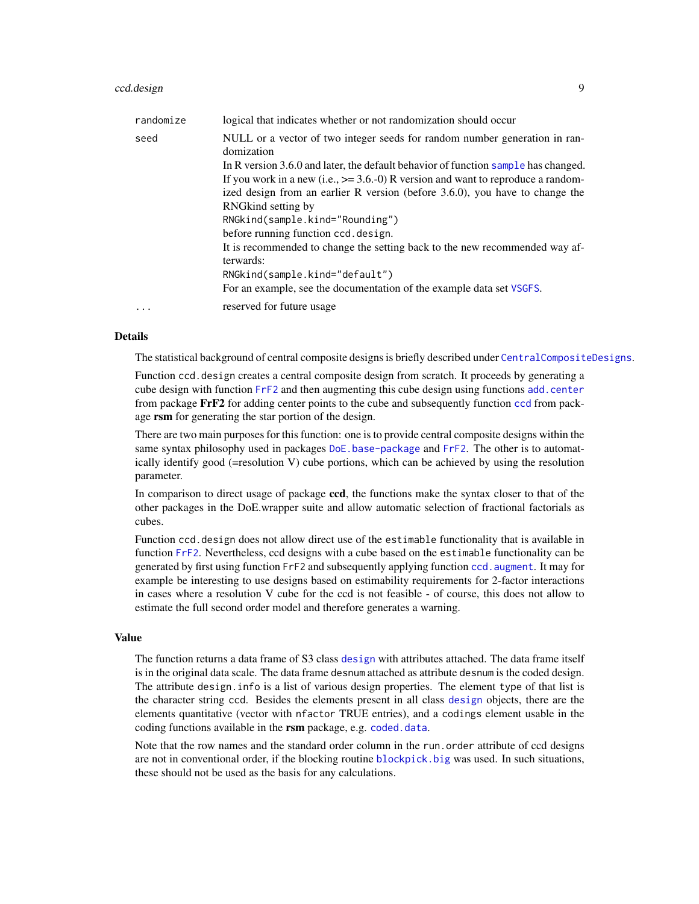| | |
|---|---|
| randomize | logical that indicates whether or not randomization should occur |
| seed | NULL or a vector of two integer seeds for random number generation in randomization<br>In R version 3.6.0 and later, the default behavior of function `sample` has changed. If you work in a new (i.e., >= 3.6.-0) R version and want to reproduce a randomized design from an earlier R version (before 3.6.0), you have to change the RNGkind setting by<br>`RNGkind(sample.kind="Rounding")`<br>before running function `ccd.design`.<br>It is recommended to change the setting back to the new recommended way afterwards:<br>`RNGkind(sample.kind="default")`<br>For an example, see the documentation of the example data set `VSGFS`. |
| ... | reserved for future usage |

## Details

The statistical background of central composite designs is briefly described under `CentralCompositeDesigns`.

Function `ccd.design` creates a central composite design from scratch. It proceeds by generating a cube design with function `FrF2` and then augmenting this cube design using functions `add.center` from package **FrF2** for adding center points to the cube and subsequently function `ccd` from package **rsm** for generating the star portion of the design.

There are two main purposes for this function: one is to provide central composite designs within the same syntax philosophy used in packages `DoE.base-package` and `FrF2`. The other is to automatically identify good (=resolution V) cube portions, which can be achieved by using the resolution parameter.

In comparison to direct usage of package **ccd**, the functions make the syntax closer to that of the other packages in the DoE.wrapper suite and allow automatic selection of fractional factorials as cubes.

Function `ccd.design` does not allow direct use of the `estimable` functionality that is available in function `FrF2`. Nevertheless, ccd designs with a cube based on the `estimable` functionality can be generated by first using function `FrF2` and subsequently applying function `ccd.augment`. It may for example be interesting to use designs based on estimability requirements for 2-factor interactions in cases where a resolution V cube for the ccd is not feasible - of course, this does not allow to estimate the full second order model and therefore generates a warning.

## Value

The function returns a data frame of S3 class `design` with attributes attached. The data frame itself is in the original data scale. The data frame `desnum` attached as attribute `desnum` is the coded design. The attribute `design.info` is a list of various design properties. The element `type` of that list is the character string `ccd`. Besides the elements present in all class `design` objects, there are the elements quantitative (vector with `nfactor` TRUE entries), and a `codings` element usable in the coding functions available in the **rsm** package, e.g. `coded.data`.

Note that the row names and the standard order column in the `run.order` attribute of ccd designs are not in conventional order, if the blocking routine `blockpick.big` was used. In such situations, these should not be used as the basis for any calculations.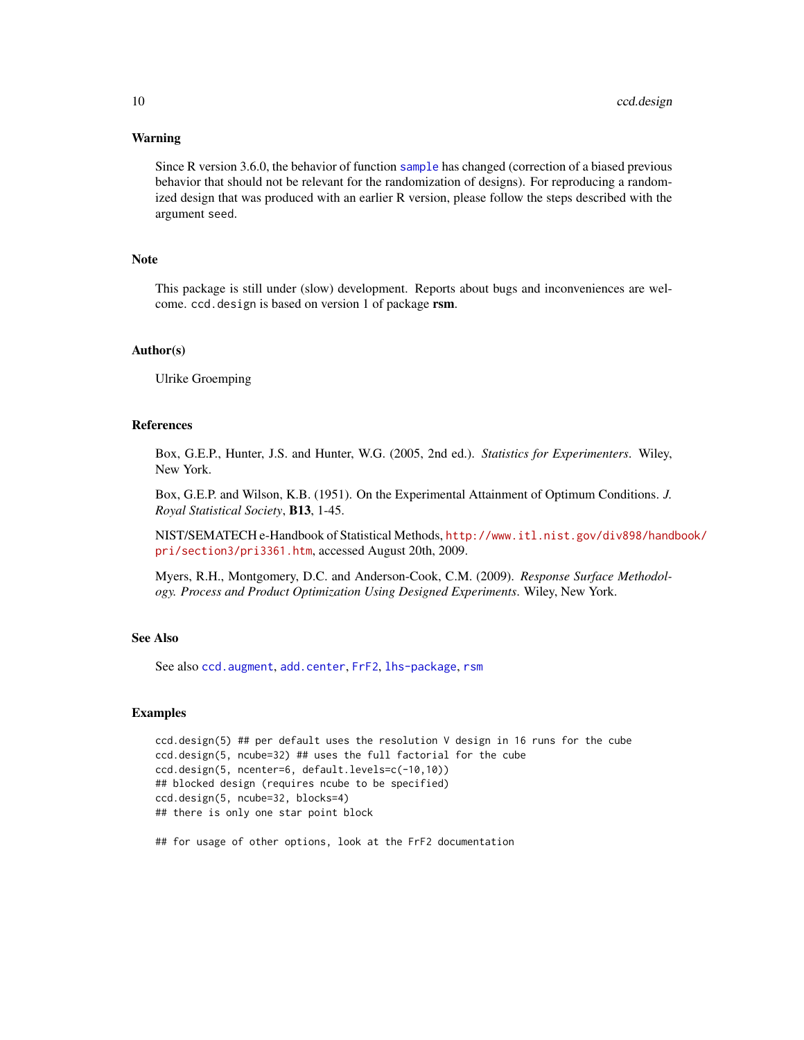### Warning

Since R version 3.6.0, the behavior of function `sample` has changed (correction of a biased previous behavior that should not be relevant for the randomization of designs). For reproducing a randomized design that was produced with an earlier R version, please follow the steps described with the argument `seed`.

### Note

This package is still under (slow) development. Reports about bugs and inconveniences are welcome. `ccd.design` is based on version 1 of package **rsm**.

### Author(s)

Ulrike Groemping

### References

Box, G.E.P., Hunter, J.S. and Hunter, W.G. (2005, 2nd ed.). *Statistics for Experimenters*. Wiley, New York.

Box, G.E.P. and Wilson, K.B. (1951). On the Experimental Attainment of Optimum Conditions. *J. Royal Statistical Society*, **B13**, 1-45.

NIST/SEMATECH e-Handbook of Statistical Methods, http://www.itl.nist.gov/div898/handbook/pri/section3/pri3361.htm, accessed August 20th, 2009.

Myers, R.H., Montgomery, D.C. and Anderson-Cook, C.M. (2009). *Response Surface Methodology. Process and Product Optimization Using Designed Experiments*. Wiley, New York.

### See Also

See also `ccd.augment`, `add.center`, `FrF2`, `lhs-package`, `rsm`

### Examples

```
ccd.design(5) ## per default uses the resolution V design in 16 runs for the cube
ccd.design(5, ncube=32) ## uses the full factorial for the cube
ccd.design(5, ncenter=6, default.levels=c(-10,10))
## blocked design (requires ncube to be specified)
ccd.design(5, ncube=32, blocks=4)
## there is only one star point block

## for usage of other options, look at the FrF2 documentation
```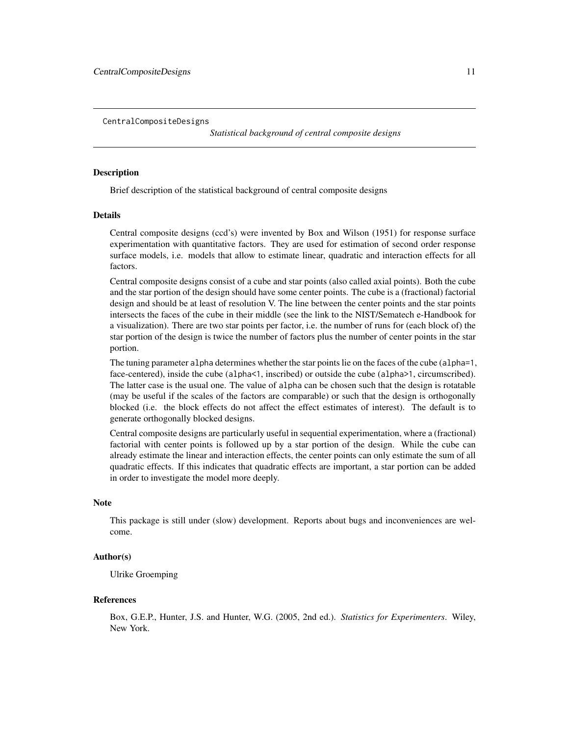CentralCompositeDesigns                *Statistical background of central composite designs*

## Description

Brief description of the statistical background of central composite designs

## Details

Central composite designs (ccd's) were invented by Box and Wilson (1951) for response surface experimentation with quantitative factors. They are used for estimation of second order response surface models, i.e. models that allow to estimate linear, quadratic and interaction effects for all factors.

Central composite designs consist of a cube and star points (also called axial points). Both the cube and the star portion of the design should have some center points. The cube is a (fractional) factorial design and should be at least of resolution V. The line between the center points and the star points intersects the faces of the cube in their middle (see the link to the NIST/Sematech e-Handbook for a visualization). There are two star points per factor, i.e. the number of runs for (each block of) the star portion of the design is twice the number of factors plus the number of center points in the star portion.

The tuning parameter `alpha` determines whether the star points lie on the faces of the cube (`alpha=1`, face-centered), inside the cube (`alpha<1`, inscribed) or outside the cube (`alpha>1`, circumscribed). The latter case is the usual one. The value of `alpha` can be chosen such that the design is rotatable (may be useful if the scales of the factors are comparable) or such that the design is orthogonally blocked (i.e. the block effects do not affect the effect estimates of interest). The default is to generate orthogonally blocked designs.

Central composite designs are particularly useful in sequential experimentation, where a (fractional) factorial with center points is followed up by a star portion of the design. While the cube can already estimate the linear and interaction effects, the center points can only estimate the sum of all quadratic effects. If this indicates that quadratic effects are important, a star portion can be added in order to investigate the model more deeply.

## Note

This package is still under (slow) development. Reports about bugs and inconveniences are welcome.

## Author(s)

Ulrike Groemping

## References

Box, G.E.P., Hunter, J.S. and Hunter, W.G. (2005, 2nd ed.). *Statistics for Experimenters*. Wiley, New York.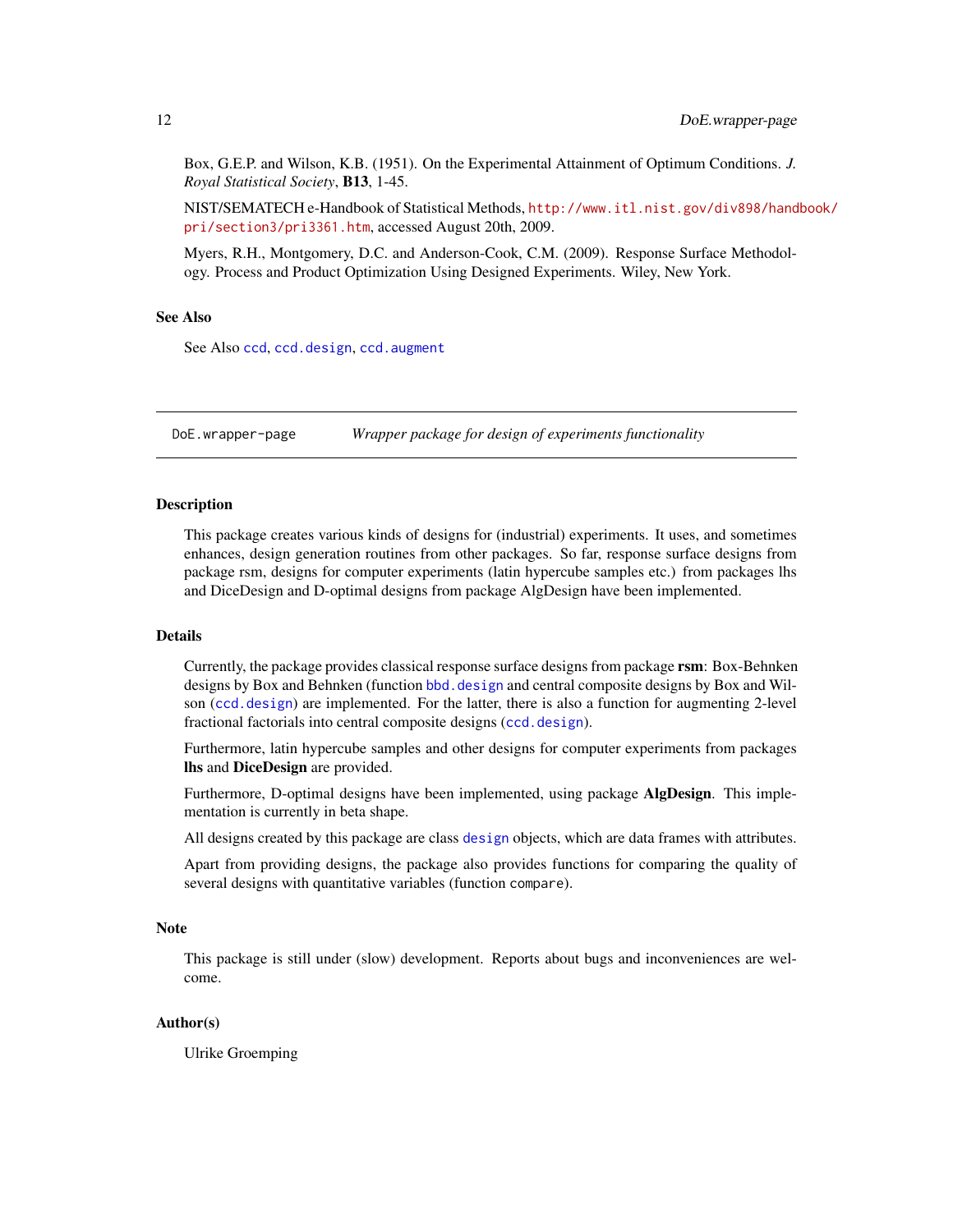Box, G.E.P. and Wilson, K.B. (1951). On the Experimental Attainment of Optimum Conditions. *J. Royal Statistical Society*, **B13**, 1-45.

NIST/SEMATECH e-Handbook of Statistical Methods, `http://www.itl.nist.gov/div898/handbook/pri/section3/pri3361.htm`, accessed August 20th, 2009.

Myers, R.H., Montgomery, D.C. and Anderson-Cook, C.M. (2009). Response Surface Methodology. Process and Product Optimization Using Designed Experiments. Wiley, New York.

### See Also

See Also `ccd`, `ccd.design`, `ccd.augment`

---

## DoE.wrapper-page — *Wrapper package for design of experiments functionality*

---

### Description

This package creates various kinds of designs for (industrial) experiments. It uses, and sometimes enhances, design generation routines from other packages. So far, response surface designs from package rsm, designs for computer experiments (latin hypercube samples etc.) from packages lhs and DiceDesign and D-optimal designs from package AlgDesign have been implemented.

### Details

Currently, the package provides classical response surface designs from package **rsm**: Box-Behnken designs by Box and Behnken (function `bbd.design` and central composite designs by Box and Wilson (`ccd.design`) are implemented. For the latter, there is also a function for augmenting 2-level fractional factorials into central composite designs (`ccd.design`).

Furthermore, latin hypercube samples and other designs for computer experiments from packages **lhs** and **DiceDesign** are provided.

Furthermore, D-optimal designs have been implemented, using package **AlgDesign**. This implementation is currently in beta shape.

All designs created by this package are class `design` objects, which are data frames with attributes.

Apart from providing designs, the package also provides functions for comparing the quality of several designs with quantitative variables (function `compare`).

### Note

This package is still under (slow) development. Reports about bugs and inconveniences are welcome.

### Author(s)

Ulrike Groemping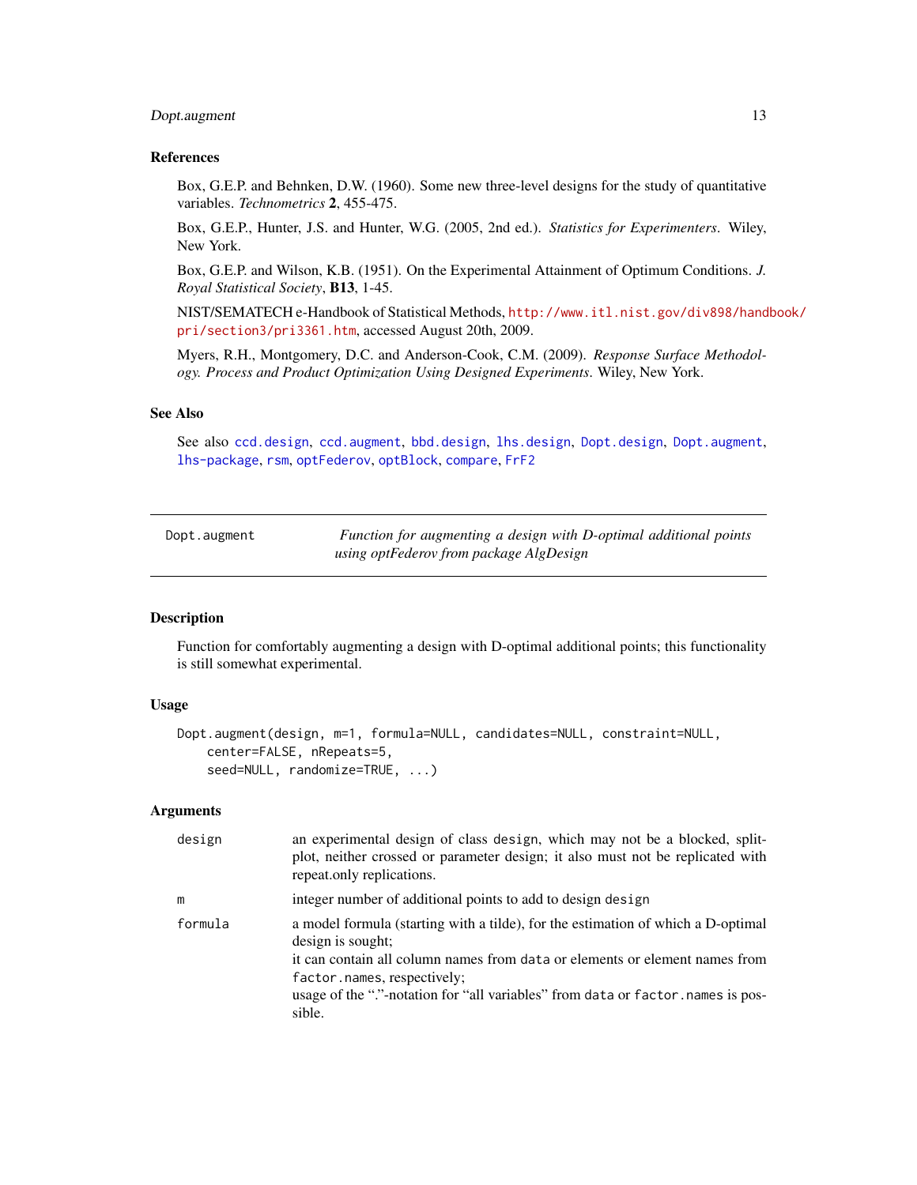### References

Box, G.E.P. and Behnken, D.W. (1960). Some new three-level designs for the study of quantitative variables. *Technometrics* **2**, 455-475.

Box, G.E.P., Hunter, J.S. and Hunter, W.G. (2005, 2nd ed.). *Statistics for Experimenters*. Wiley, New York.

Box, G.E.P. and Wilson, K.B. (1951). On the Experimental Attainment of Optimum Conditions. *J. Royal Statistical Society*, **B13**, 1-45.

NIST/SEMATECH e-Handbook of Statistical Methods, http://www.itl.nist.gov/div898/handbook/pri/section3/pri3361.htm, accessed August 20th, 2009.

Myers, R.H., Montgomery, D.C. and Anderson-Cook, C.M. (2009). *Response Surface Methodology. Process and Product Optimization Using Designed Experiments*. Wiley, New York.

### See Also

See also `ccd.design`, `ccd.augment`, `bbd.design`, `lhs.design`, `Dopt.design`, `Dopt.augment`, `lhs-package`, `rsm`, `optFederov`, `optBlock`, `compare`, `FrF2`

---

## Dopt.augment — *Function for augmenting a design with D-optimal additional points using optFederov from package AlgDesign*

### Description

Function for comfortably augmenting a design with D-optimal additional points; this functionality is still somewhat experimental.

### Usage

```
Dopt.augment(design, m=1, formula=NULL, candidates=NULL, constraint=NULL,
    center=FALSE, nRepeats=5,
    seed=NULL, randomize=TRUE, ...)
```

### Arguments

| | |
|---|---|
| `design` | an experimental design of class `design`, which may not be a blocked, split-plot, neither crossed or parameter design; it also must not be replicated with repeat.only replications. |
| `m` | integer number of additional points to add to design `design` |
| `formula` | a model formula (starting with a tilde), for the estimation of which a D-optimal design is sought;<br>it can contain all column names from `data` or elements or element names from `factor.names`, respectively;<br>usage of the "."-notation for "all variables" from `data` or `factor.names` is possible. |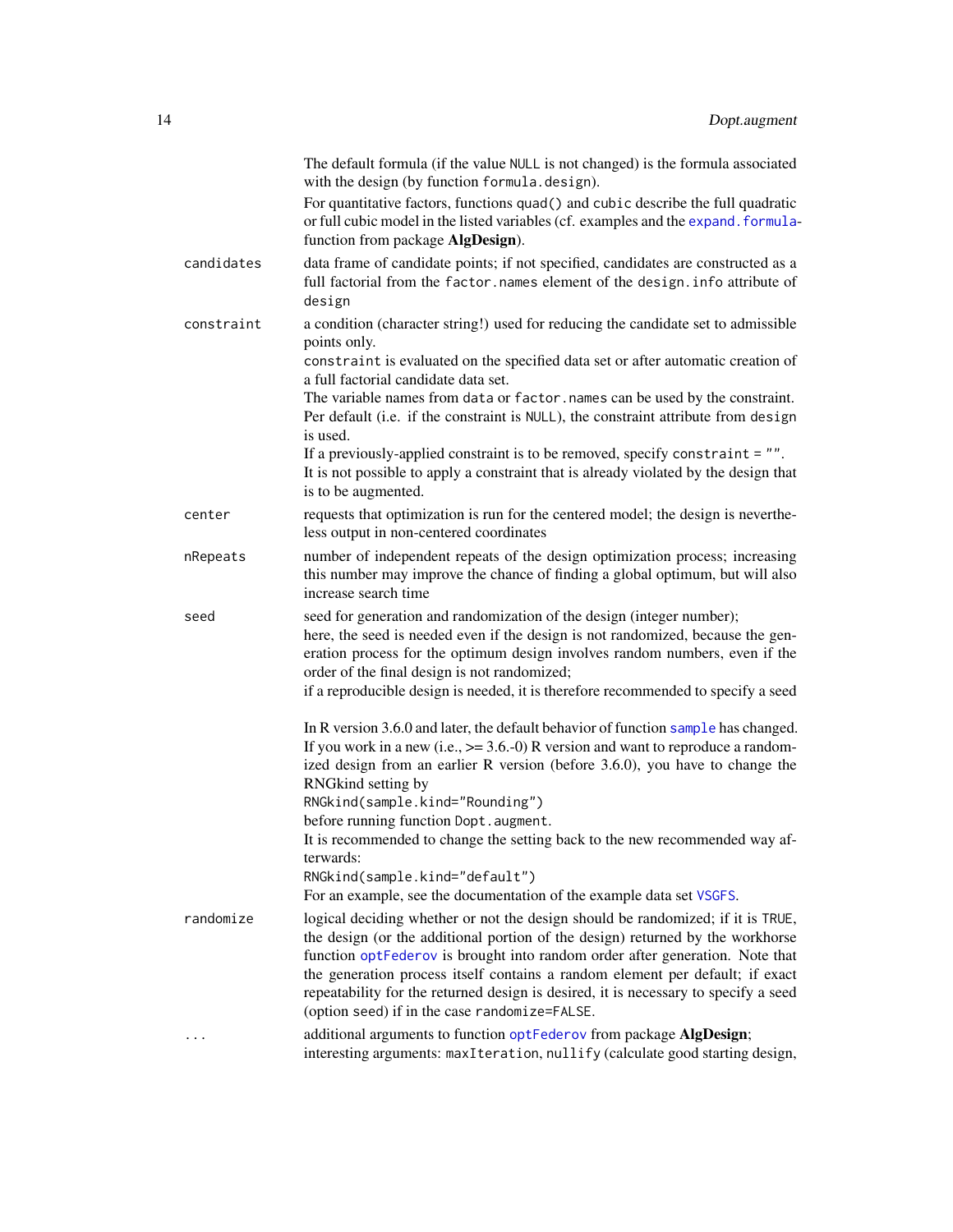The default formula (if the value `NULL` is not changed) is the formula associated with the design (by function `formula.design`).

For quantitative factors, functions `quad()` and `cubic` describe the full quadratic or full cubic model in the listed variables (cf. examples and the `expand.formula`-function from package **AlgDesign**).

**candidates**
: data frame of candidate points; if not specified, candidates are constructed as a full factorial from the `factor.names` element of the `design.info` attribute of `design`

**constraint**
: a condition (character string!) used for reducing the candidate set to admissible points only.
`constraint` is evaluated on the specified data set or after automatic creation of a full factorial candidate data set.
The variable names from `data` or `factor.names` can be used by the constraint.
Per default (i.e. if the constraint is `NULL`), the constraint attribute from `design` is used.
If a previously-applied constraint is to be removed, specify `constraint = ""`.
It is not possible to apply a constraint that is already violated by the design that is to be augmented.

**center**
: requests that optimization is run for the centered model; the design is nevertheless output in non-centered coordinates

**nRepeats**
: number of independent repeats of the design optimization process; increasing this number may improve the chance of finding a global optimum, but will also increase search time

**seed**
: seed for generation and randomization of the design (integer number);
here, the seed is needed even if the design is not randomized, because the generation process for the optimum design involves random numbers, even if the order of the final design is not randomized;
if a reproducible design is needed, it is therefore recommended to specify a seed

In R version 3.6.0 and later, the default behavior of function `sample` has changed. If you work in a new (i.e., >= 3.6.-0) R version and want to reproduce a randomized design from an earlier R version (before 3.6.0), you have to change the RNGkind setting by

```
RNGkind(sample.kind="Rounding")
```

before running function `Dopt.augment`.
It is recommended to change the setting back to the new recommended way afterwards:

```
RNGkind(sample.kind="default")
```

For an example, see the documentation of the example data set `VSGFS`.

**randomize**
: logical deciding whether or not the design should be randomized; if it is `TRUE`, the design (or the additional portion of the design) returned by the workhorse function `optFederov` is brought into random order after generation. Note that the generation process itself contains a random element per default; if exact repeatability for the returned design is desired, it is necessary to specify a seed (option `seed`) if in the case `randomize=FALSE`.

**...**
: additional arguments to function `optFederov` from package **AlgDesign**;
interesting arguments: `maxIteration`, `nullify` (calculate good starting design,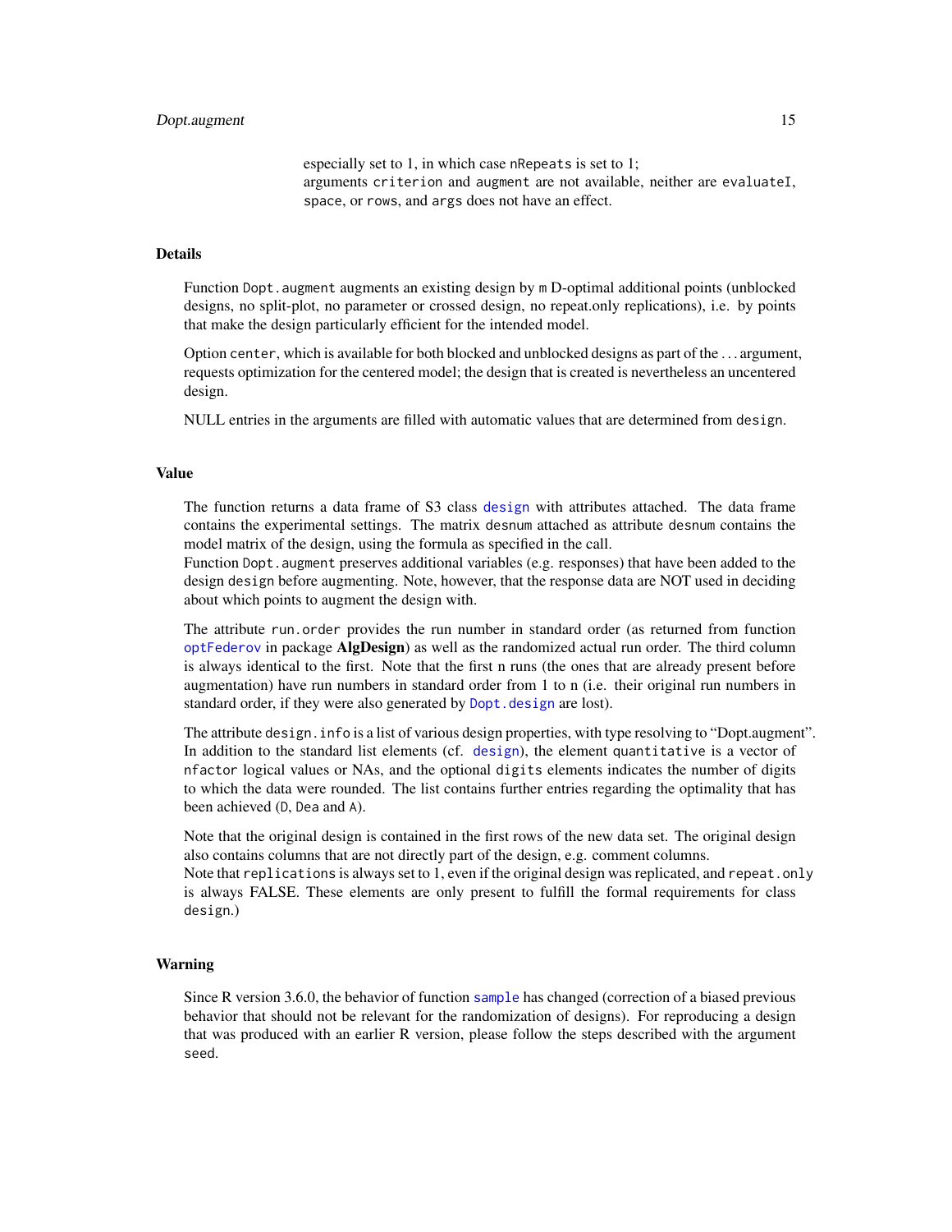especially set to 1, in which case `nRepeats` is set to 1;
arguments `criterion` and `augment` are not available, neither are `evaluateI`, `space`, or `rows`, and `args` does not have an effect.

## Details

Function `Dopt.augment` augments an existing design by `m` D-optimal additional points (unblocked designs, no split-plot, no parameter or crossed design, no repeat.only replications), i.e. by points that make the design particularly efficient for the intended model.

Option `center`, which is available for both blocked and unblocked designs as part of the ... argument, requests optimization for the centered model; the design that is created is nevertheless an uncentered design.

NULL entries in the arguments are filled with automatic values that are determined from `design`.

## Value

The function returns a data frame of S3 class `design` with attributes attached. The data frame contains the experimental settings. The matrix `desnum` attached as attribute `desnum` contains the model matrix of the design, using the formula as specified in the call.
Function `Dopt.augment` preserves additional variables (e.g. responses) that have been added to the design `design` before augmenting. Note, however, that the response data are NOT used in deciding about which points to augment the design with.

The attribute `run.order` provides the run number in standard order (as returned from function `optFederov` in package **AlgDesign**) as well as the randomized actual run order. The third column is always identical to the first. Note that the first n runs (the ones that are already present before augmentation) have run numbers in standard order from 1 to n (i.e. their original run numbers in standard order, if they were also generated by `Dopt.design` are lost).

The attribute `design.info` is a list of various design properties, with type resolving to "Dopt.augment". In addition to the standard list elements (cf. `design`), the element `quantitative` is a vector of `nfactor` logical values or NAs, and the optional `digits` elements indicates the number of digits to which the data were rounded. The list contains further entries regarding the optimality that has been achieved (`D`, `Dea` and `A`).

Note that the original design is contained in the first rows of the new data set. The original design also contains columns that are not directly part of the design, e.g. comment columns.
Note that `replications` is always set to 1, even if the original design was replicated, and `repeat.only` is always FALSE. These elements are only present to fulfill the formal requirements for class `design`.)

## Warning

Since R version 3.6.0, the behavior of function `sample` has changed (correction of a biased previous behavior that should not be relevant for the randomization of designs). For reproducing a design that was produced with an earlier R version, please follow the steps described with the argument `seed`.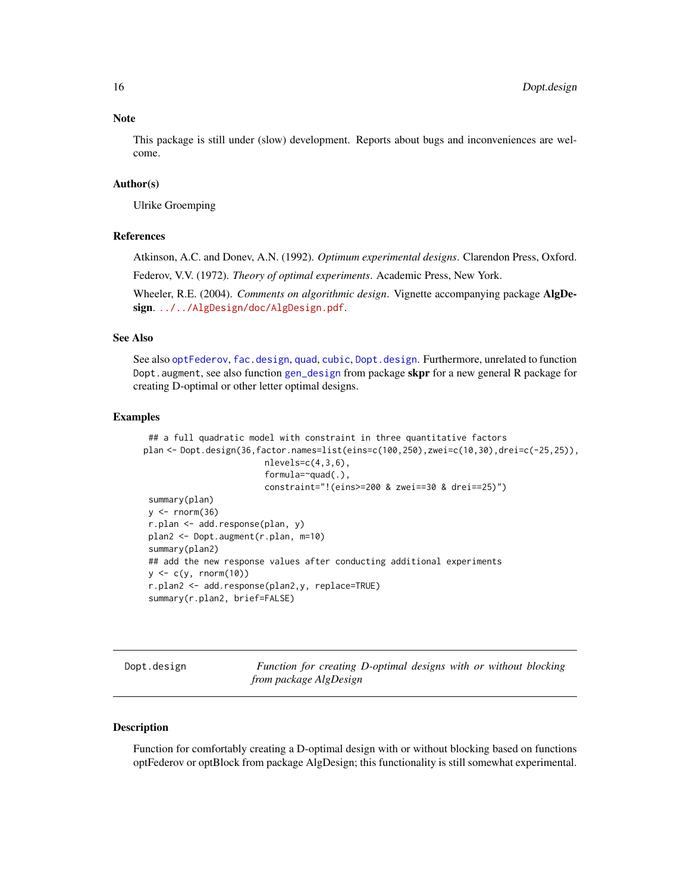### Note

This package is still under (slow) development. Reports about bugs and inconveniences are welcome.

### Author(s)

Ulrike Groemping

### References

Atkinson, A.C. and Donev, A.N. (1992). *Optimum experimental designs*. Clarendon Press, Oxford.

Federov, V.V. (1972). *Theory of optimal experiments*. Academic Press, New York.

Wheeler, R.E. (2004). *Comments on algorithmic design*. Vignette accompanying package **AlgDesign**. ../../AlgDesign/doc/AlgDesign.pdf.

### See Also

See also optFederov, fac.design, quad, cubic, Dopt.design. Furthermore, unrelated to function `Dopt.augment`, see also function gen_design from package **skpr** for a new general R package for creating D-optimal or other letter optimal designs.

### Examples

```
 ## a full quadratic model with constraint in three quantitative factors
plan <- Dopt.design(36,factor.names=list(eins=c(100,250),zwei=c(10,30),drei=c(-25,25)),
                        nlevels=c(4,3,6),
                        formula=~quad(.),
                        constraint="!(eins>=200 & zwei==30 & drei==25)")
 summary(plan)
 y <- rnorm(36)
 r.plan <- add.response(plan, y)
 plan2 <- Dopt.augment(r.plan, m=10)
 summary(plan2)
 ## add the new response values after conducting additional experiments
 y <- c(y, rnorm(10))
 r.plan2 <- add.response(plan2,y, replace=TRUE)
 summary(r.plan2, brief=FALSE)
```

---

## Dopt.design — *Function for creating D-optimal designs with or without blocking from package AlgDesign*

### Description

Function for comfortably creating a D-optimal design with or without blocking based on functions optFederov or optBlock from package AlgDesign; this functionality is still somewhat experimental.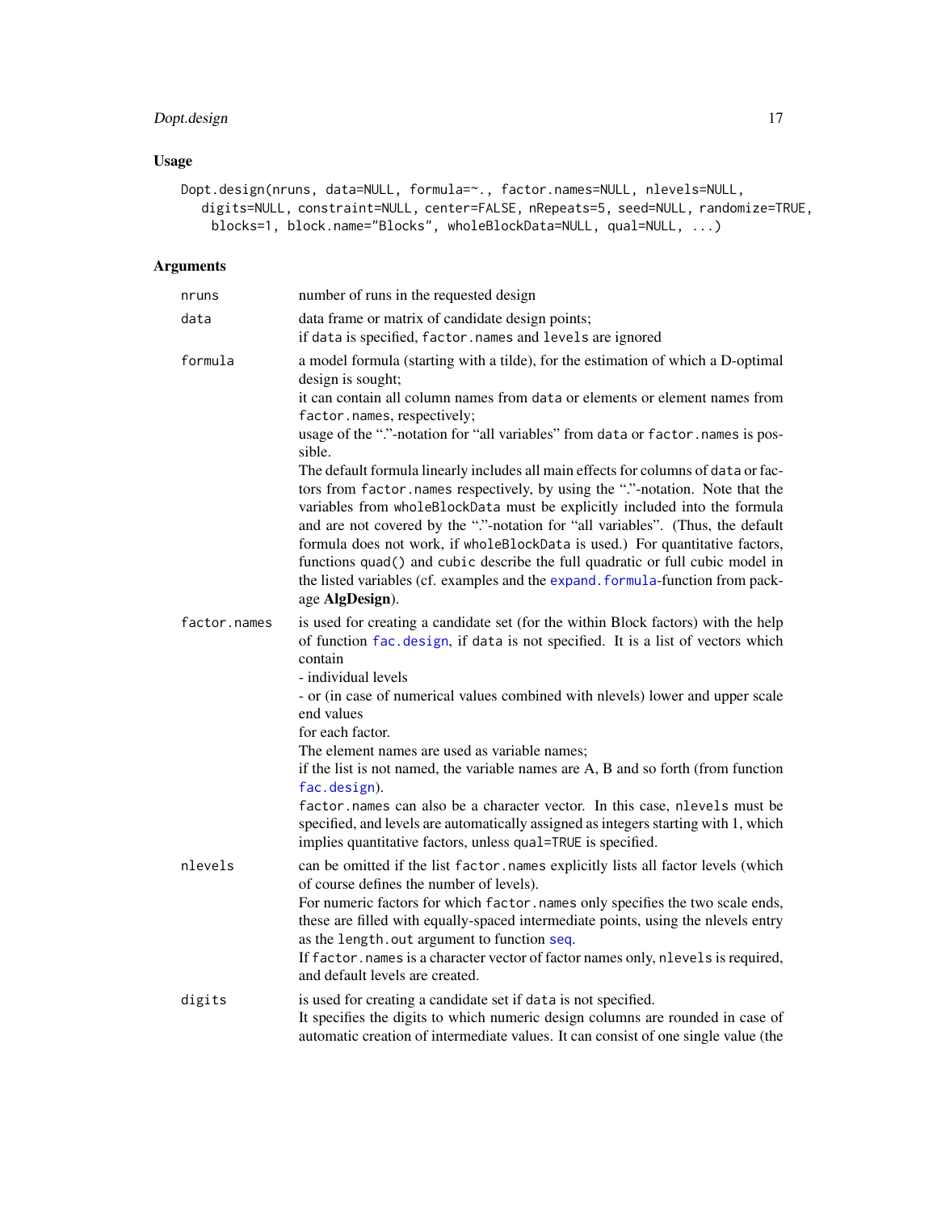## Usage

```
Dopt.design(nruns, data=NULL, formula=~., factor.names=NULL, nlevels=NULL,
   digits=NULL, constraint=NULL, center=FALSE, nRepeats=5, seed=NULL, randomize=TRUE,
     blocks=1, block.name="Blocks", wholeBlockData=NULL, qual=NULL, ...)
```

## Arguments

| | |
|---|---|
| `nruns` | number of runs in the requested design |
| `data` | data frame or matrix of candidate design points;<br>if `data` is specified, `factor.names` and `levels` are ignored |
| `formula` | a model formula (starting with a tilde), for the estimation of which a D-optimal design is sought;<br>it can contain all column names from `data` or elements or element names from `factor.names`, respectively;<br>usage of the "."-notation for "all variables" from `data` or `factor.names` is possible.<br>The default formula linearly includes all main effects for columns of `data` or factors from `factor.names` respectively, by using the "."-notation. Note that the variables from `wholeBlockData` must be explicitly included into the formula and are not covered by the "."-notation for "all variables". (Thus, the default formula does not work, if `wholeBlockData` is used.) For quantitative factors, functions `quad()` and `cubic` describe the full quadratic or full cubic model in the listed variables (cf. examples and the `expand.formula`-function from package **AlgDesign**). |
| `factor.names` | is used for creating a candidate set (for the within Block factors) with the help of function `fac.design`, if `data` is not specified. It is a list of vectors which contain<br>- individual levels<br>- or (in case of numerical values combined with nlevels) lower and upper scale end values<br>for each factor.<br>The element names are used as variable names;<br>if the list is not named, the variable names are A, B and so forth (from function `fac.design`).<br>`factor.names` can also be a character vector. In this case, `nlevels` must be specified, and levels are automatically assigned as integers starting with 1, which implies quantitative factors, unless `qual=TRUE` is specified. |
| `nlevels` | can be omitted if the list `factor.names` explicitly lists all factor levels (which of course defines the number of levels).<br>For numeric factors for which `factor.names` only specifies the two scale ends, these are filled with equally-spaced intermediate points, using the nlevels entry as the `length.out` argument to function `seq`.<br>If `factor.names` is a character vector of factor names only, `nlevels` is required, and default levels are created. |
| `digits` | is used for creating a candidate set if `data` is not specified.<br>It specifies the digits to which numeric design columns are rounded in case of automatic creation of intermediate values. It can consist of one single value (the |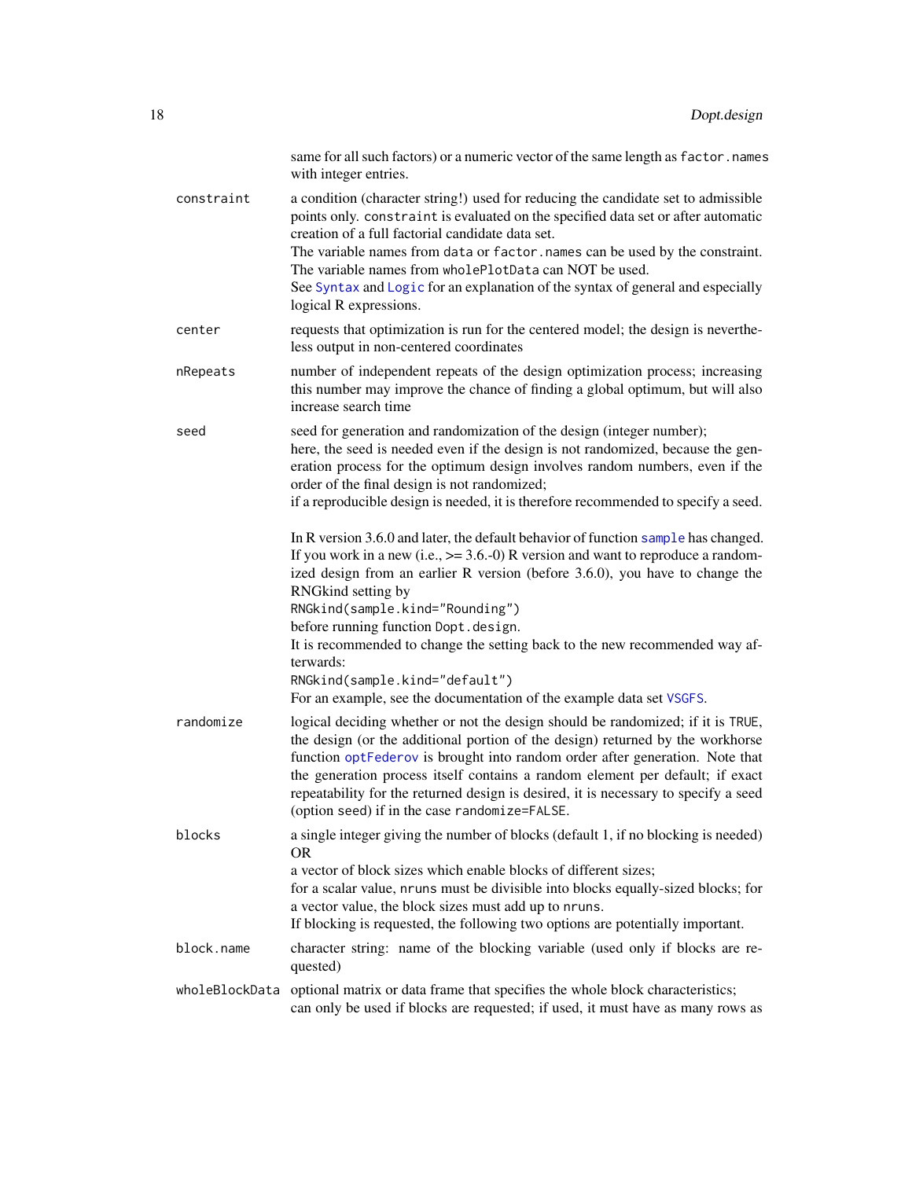same for all such factors) or a numeric vector of the same length as `factor.names` with integer entries.

**constraint**
: a condition (character string!) used for reducing the candidate set to admissible points only. `constraint` is evaluated on the specified data set or after automatic creation of a full factorial candidate data set.
The variable names from `data` or `factor.names` can be used by the constraint.
The variable names from `wholePlotData` can NOT be used.
See `Syntax` and `Logic` for an explanation of the syntax of general and especially logical R expressions.

**center**
: requests that optimization is run for the centered model; the design is nevertheless output in non-centered coordinates

**nRepeats**
: number of independent repeats of the design optimization process; increasing this number may improve the chance of finding a global optimum, but will also increase search time

**seed**
: seed for generation and randomization of the design (integer number);
here, the seed is needed even if the design is not randomized, because the generation process for the optimum design involves random numbers, even if the order of the final design is not randomized;
if a reproducible design is needed, it is therefore recommended to specify a seed.

In R version 3.6.0 and later, the default behavior of function `sample` has changed. If you work in a new (i.e., >= 3.6.-0) R version and want to reproduce a randomized design from an earlier R version (before 3.6.0), you have to change the RNGkind setting by
`RNGkind(sample.kind="Rounding")`
before running function `Dopt.design`.
It is recommended to change the setting back to the new recommended way afterwards:
`RNGkind(sample.kind="default")`
For an example, see the documentation of the example data set `VSGFS`.

**randomize**
: logical deciding whether or not the design should be randomized; if it is `TRUE`, the design (or the additional portion of the design) returned by the workhorse function `optFederov` is brought into random order after generation. Note that the generation process itself contains a random element per default; if exact repeatability for the returned design is desired, it is necessary to specify a seed (option `seed`) if in the case `randomize=FALSE`.

**blocks**
: a single integer giving the number of blocks (default 1, if no blocking is needed) OR
a vector of block sizes which enable blocks of different sizes;
for a scalar value, `nruns` must be divisible into blocks equally-sized blocks; for a vector value, the block sizes must add up to `nruns`.
If blocking is requested, the following two options are potentially important.

**block.name**
: character string: name of the blocking variable (used only if blocks are requested)

**wholeBlockData**
: optional matrix or data frame that specifies the whole block characteristics;
can only be used if blocks are requested; if used, it must have as many rows as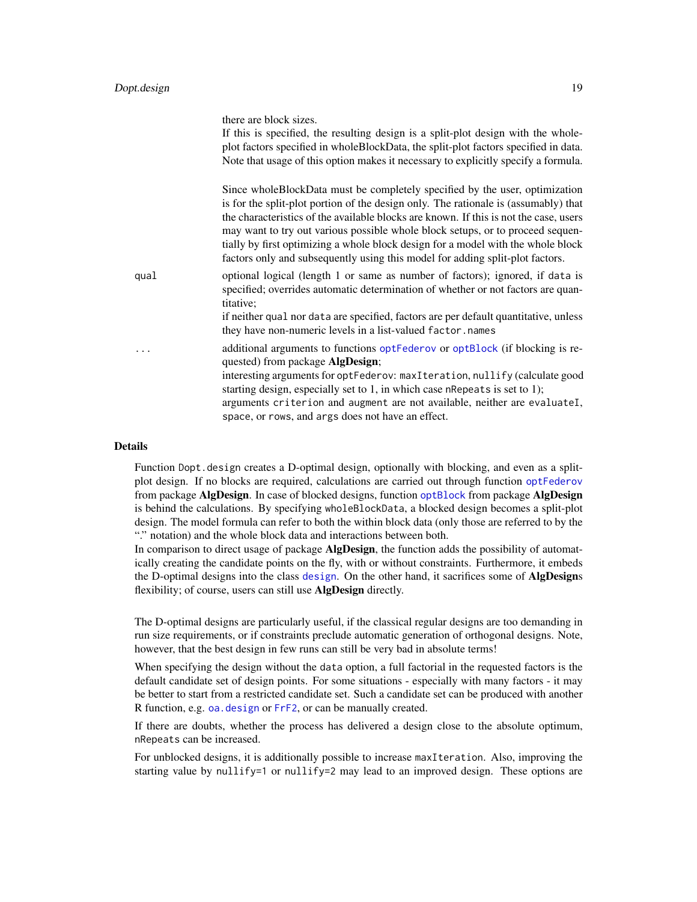there are block sizes.
If this is specified, the resulting design is a split-plot design with the whole-plot factors specified in wholeBlockData, the split-plot factors specified in data. Note that usage of this option makes it necessary to explicitly specify a formula.

Since wholeBlockData must be completely specified by the user, optimization is for the split-plot portion of the design only. The rationale is (assumably) that the characteristics of the available blocks are known. If this is not the case, users may want to try out various possible whole block setups, or to proceed sequentially by first optimizing a whole block design for a model with the whole block factors only and subsequently using this model for adding split-plot factors.

`qual` optional logical (length 1 or same as number of factors); ignored, if `data` is specified; overrides automatic determination of whether or not factors are quantitative;
if neither `qual` nor `data` are specified, factors are per default quantitative, unless they have non-numeric levels in a list-valued `factor.names`

`...` additional arguments to functions `optFederov` or `optBlock` (if blocking is requested) from package **AlgDesign**;
interesting arguments for `optFederov`: `maxIteration`, `nullify` (calculate good starting design, especially set to 1, in which case `nRepeats` is set to 1);
arguments `criterion` and `augment` are not available, neither are `evaluateI`, `space`, or `rows`, and `args` does not have an effect.

## Details

Function `Dopt.design` creates a D-optimal design, optionally with blocking, and even as a split-plot design. If no blocks are required, calculations are carried out through function `optFederov` from package **AlgDesign**. In case of blocked designs, function `optBlock` from package **AlgDesign** is behind the calculations. By specifying `wholeBlockData`, a blocked design becomes a split-plot design. The model formula can refer to both the within block data (only those are referred to by the "." notation) and the whole block data and interactions between both.
In comparison to direct usage of package **AlgDesign**, the function adds the possibility of automatically creating the candidate points on the fly, with or without constraints. Furthermore, it embeds the D-optimal designs into the class `design`. On the other hand, it sacrifices some of **AlgDesign**s flexibility; of course, users can still use **AlgDesign** directly.

The D-optimal designs are particularly useful, if the classical regular designs are too demanding in run size requirements, or if constraints preclude automatic generation of orthogonal designs. Note, however, that the best design in few runs can still be very bad in absolute terms!

When specifying the design without the `data` option, a full factorial in the requested factors is the default candidate set of design points. For some situations - especially with many factors - it may be better to start from a restricted candidate set. Such a candidate set can be produced with another R function, e.g. `oa.design` or `FrF2`, or can be manually created.

If there are doubts, whether the process has delivered a design close to the absolute optimum, `nRepeats` can be increased.

For unblocked designs, it is additionally possible to increase `maxIteration`. Also, improving the starting value by `nullify=1` or `nullify=2` may lead to an improved design. These options are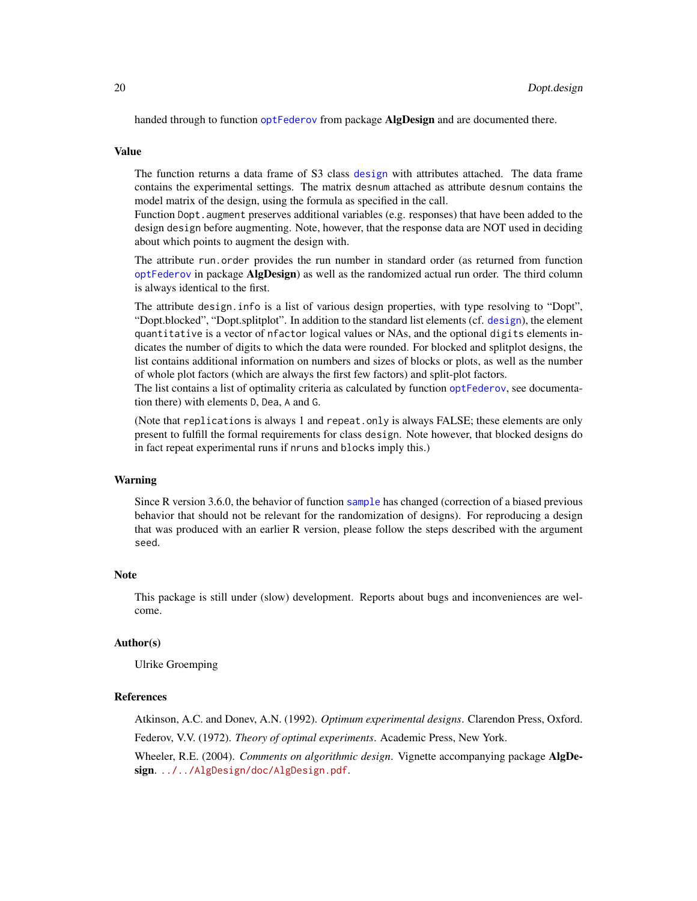handed through to function optFederov from package **AlgDesign** and are documented there.

## Value

The function returns a data frame of S3 class design with attributes attached. The data frame contains the experimental settings. The matrix desnum attached as attribute desnum contains the model matrix of the design, using the formula as specified in the call.
Function Dopt.augment preserves additional variables (e.g. responses) that have been added to the design design before augmenting. Note, however, that the response data are NOT used in deciding about which points to augment the design with.

The attribute run.order provides the run number in standard order (as returned from function optFederov in package **AlgDesign**) as well as the randomized actual run order. The third column is always identical to the first.

The attribute design.info is a list of various design properties, with type resolving to "Dopt", "Dopt.blocked", "Dopt.splitplot". In addition to the standard list elements (cf. design), the element quantitative is a vector of nfactor logical values or NAs, and the optional digits elements indicates the number of digits to which the data were rounded. For blocked and splitplot designs, the list contains additional information on numbers and sizes of blocks or plots, as well as the number of whole plot factors (which are always the first few factors) and split-plot factors.
The list contains a list of optimality criteria as calculated by function optFederov, see documentation there) with elements D, Dea, A and G.

(Note that replications is always 1 and repeat.only is always FALSE; these elements are only present to fulfill the formal requirements for class design. Note however, that blocked designs do in fact repeat experimental runs if nruns and blocks imply this.)

## Warning

Since R version 3.6.0, the behavior of function sample has changed (correction of a biased previous behavior that should not be relevant for the randomization of designs). For reproducing a design that was produced with an earlier R version, please follow the steps described with the argument seed.

## Note

This package is still under (slow) development. Reports about bugs and inconveniences are welcome.

## Author(s)

Ulrike Groemping

## References

Atkinson, A.C. and Donev, A.N. (1992). *Optimum experimental designs*. Clarendon Press, Oxford.

Federov, V.V. (1972). *Theory of optimal experiments*. Academic Press, New York.

Wheeler, R.E. (2004). *Comments on algorithmic design*. Vignette accompanying package **AlgDesign**. ../../AlgDesign/doc/AlgDesign.pdf.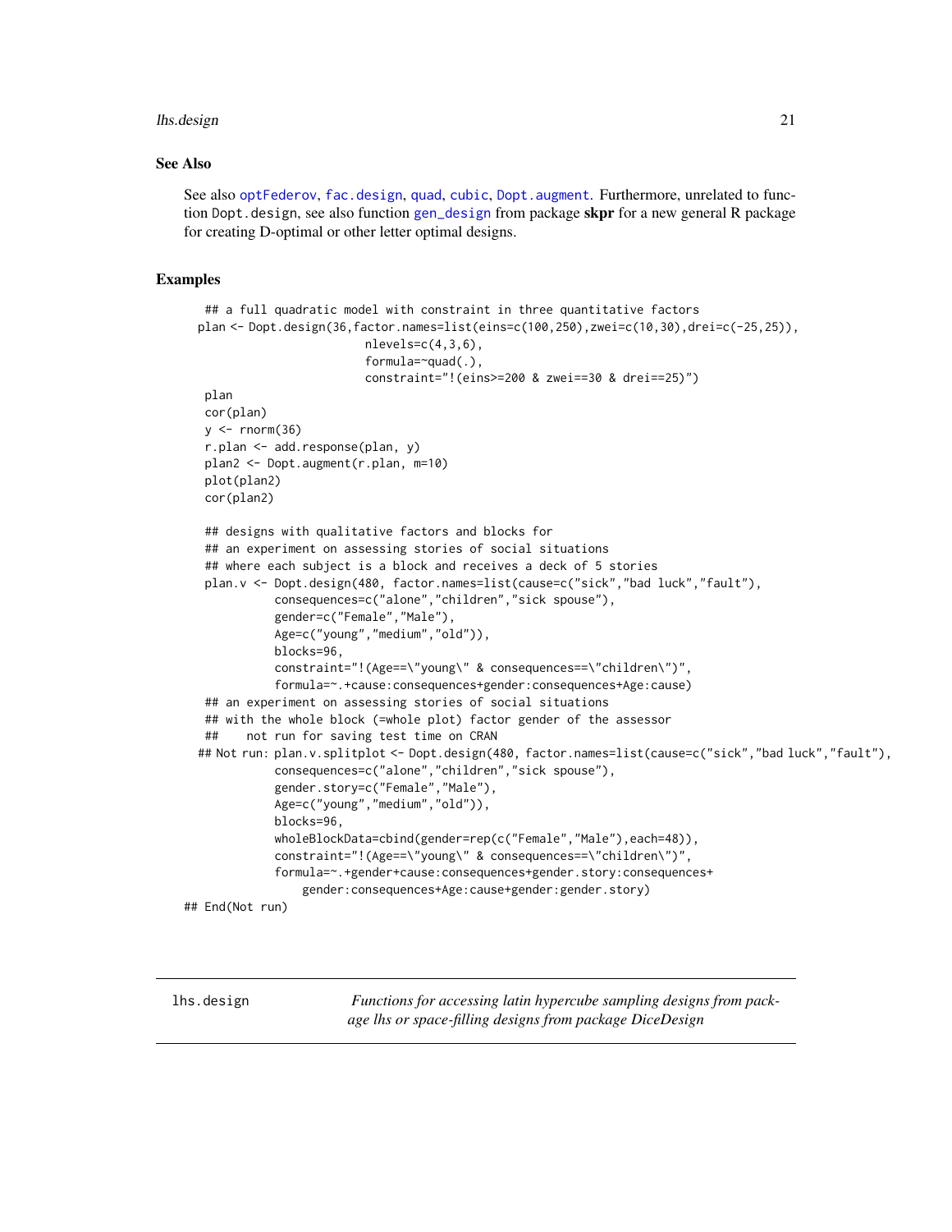### See Also

See also optFederov, fac.design, quad, cubic, Dopt.augment. Furthermore, unrelated to function Dopt.design, see also function gen_design from package **skpr** for a new general R package for creating D-optimal or other letter optimal designs.

### Examples

```
## a full quadratic model with constraint in three quantitative factors
plan <- Dopt.design(36,factor.names=list(eins=c(100,250),zwei=c(10,30),drei=c(-25,25)),
                        nlevels=c(4,3,6),
                        formula=~quad(.),
                        constraint="!(eins>=200 & zwei==30 & drei==25)")
plan
cor(plan)
y <- rnorm(36)
r.plan <- add.response(plan, y)
plan2 <- Dopt.augment(r.plan, m=10)
plot(plan2)
cor(plan2)

## designs with qualitative factors and blocks for
## an experiment on assessing stories of social situations
## where each subject is a block and receives a deck of 5 stories
plan.v <- Dopt.design(480, factor.names=list(cause=c("sick","bad luck","fault"),
          consequences=c("alone","children","sick spouse"),
          gender=c("Female","Male"),
          Age=c("young","medium","old")),
          blocks=96,
          constraint="!(Age==\"young\" & consequences==\"children\")",
          formula=~.+cause:consequences+gender:consequences+Age:cause)
## an experiment on assessing stories of social situations
## with the whole block (=whole plot) factor gender of the assessor
##    not run for saving test time on CRAN
## Not run: plan.v.splitplot <- Dopt.design(480, factor.names=list(cause=c("sick","bad luck","fault"),
          consequences=c("alone","children","sick spouse"),
          gender.story=c("Female","Male"),
          Age=c("young","medium","old")),
          blocks=96,
          wholeBlockData=cbind(gender=rep(c("Female","Male"),each=48)),
          constraint="!(Age==\"young\" & consequences==\"children\")",
          formula=~.+gender+cause:consequences+gender.story:consequences+
              gender:consequences+Age:cause+gender:gender.story)
## End(Not run)
```

---

## lhs.design — *Functions for accessing latin hypercube sampling designs from package lhs or space-filling designs from package DiceDesign*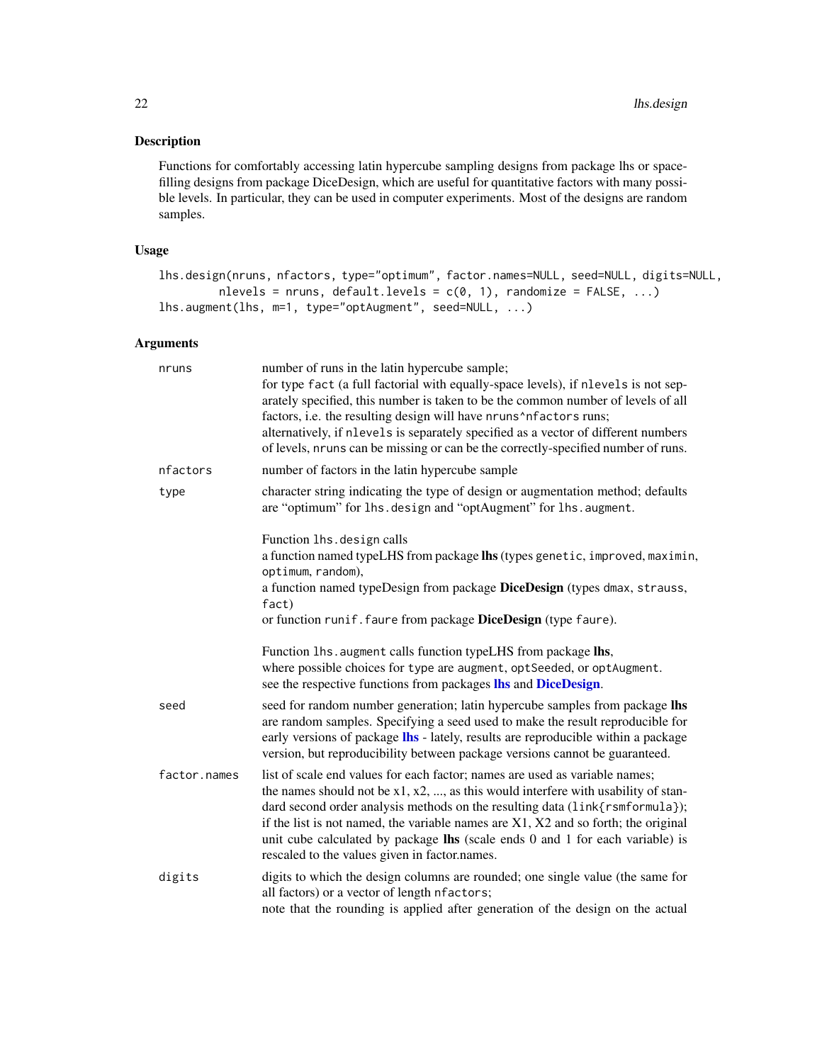## Description

Functions for comfortably accessing latin hypercube sampling designs from package lhs or space-filling designs from package DiceDesign, which are useful for quantitative factors with many possible levels. In particular, they can be used in computer experiments. Most of the designs are random samples.

## Usage

```
lhs.design(nruns, nfactors, type="optimum", factor.names=NULL, seed=NULL, digits=NULL,
        nlevels = nruns, default.levels = c(0, 1), randomize = FALSE, ...)
lhs.augment(lhs, m=1, type="optAugment", seed=NULL, ...)
```

## Arguments

`nruns` number of runs in the latin hypercube sample;
for type `fact` (a full factorial with equally-space levels), if `nlevels` is not separately specified, this number is taken to be the common number of levels of all factors, i.e. the resulting design will have `nruns^nfactors` runs;
alternatively, if `nlevels` is separately specified as a vector of different numbers of levels, `nruns` can be missing or can be the correctly-specified number of runs.

`nfactors` number of factors in the latin hypercube sample

`type` character string indicating the type of design or augmentation method; defaults are “optimum” for `lhs.design` and “optAugment” for `lhs.augment`.

Function `lhs.design` calls
a function named typeLHS from package **lhs** (types `genetic`, `improved`, `maximin`, `optimum`, `random`),
a function named typeDesign from package **DiceDesign** (types `dmax`, `strauss`, `fact`)
or function `runif.faure` from package **DiceDesign** (type `faure`).

Function `lhs.augment` calls function typeLHS from package **lhs**,
where possible choices for `type` are `augment`, `optSeeded`, or `optAugment`.
see the respective functions from packages **lhs** and **DiceDesign**.

`seed` seed for random number generation; latin hypercube samples from package **lhs** are random samples. Specifying a seed used to make the result reproducible for early versions of package **lhs** - lately, results are reproducible within a package version, but reproducibility between package versions cannot be guaranteed.

`factor.names` list of scale end values for each factor; names are used as variable names;
the names should not be x1, x2, ..., as this would interfere with usability of standard second order analysis methods on the resulting data (`link{rsmformula}`);
if the list is not named, the variable names are X1, X2 and so forth; the original unit cube calculated by package **lhs** (scale ends 0 and 1 for each variable) is rescaled to the values given in factor.names.

`digits` digits to which the design columns are rounded; one single value (the same for all factors) or a vector of length `nfactors`;
note that the rounding is applied after generation of the design on the actual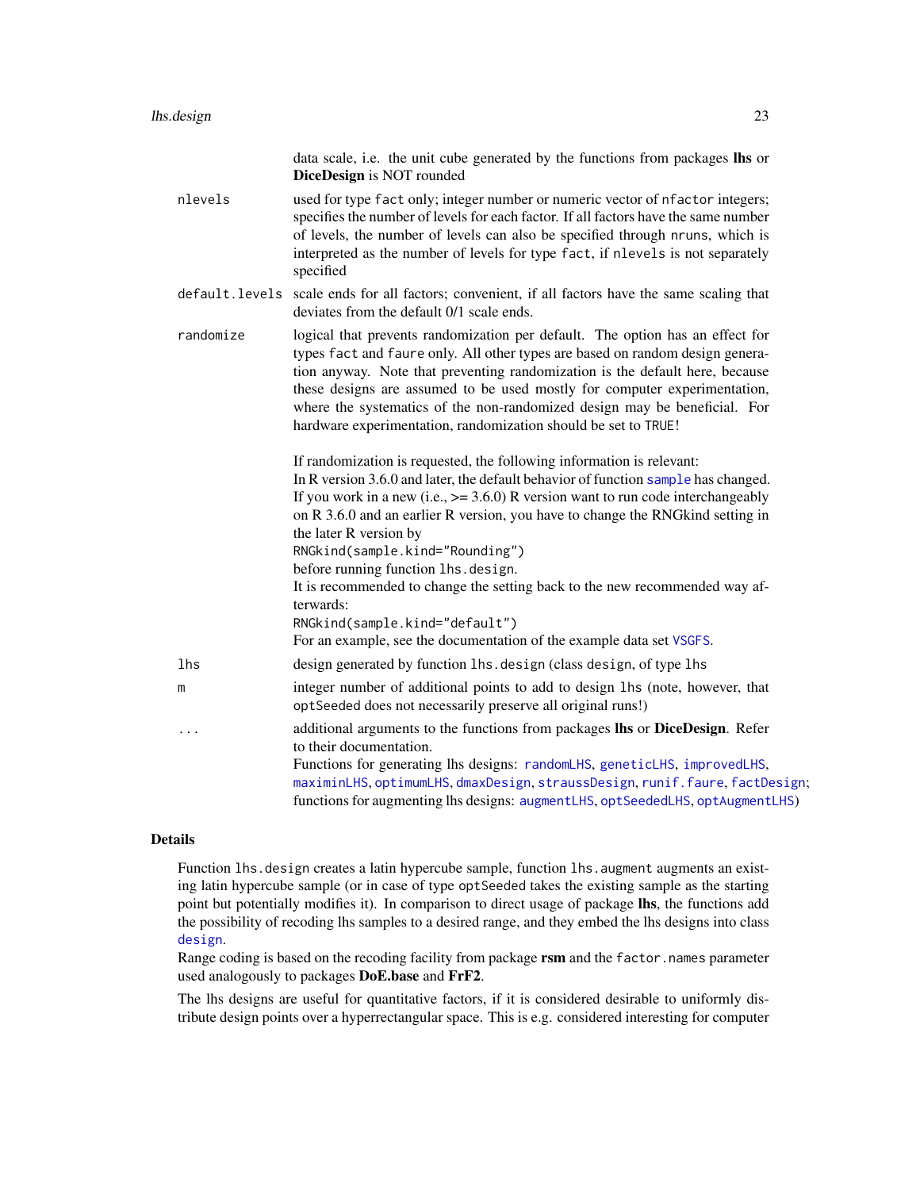data scale, i.e. the unit cube generated by the functions from packages **lhs** or **DiceDesign** is NOT rounded

`nlevels`
: used for type `fact` only; integer number or numeric vector of `nfactor` integers; specifies the number of levels for each factor. If all factors have the same number of levels, the number of levels can also be specified through `nruns`, which is interpreted as the number of levels for type `fact`, if `nlevels` is not separately specified

`default.levels`
: scale ends for all factors; convenient, if all factors have the same scaling that deviates from the default 0/1 scale ends.

`randomize`
: logical that prevents randomization per default. The option has an effect for types `fact` and `faure` only. All other types are based on random design generation anyway. Note that preventing randomization is the default here, because these designs are assumed to be used mostly for computer experimentation, where the systematics of the non-randomized design may be beneficial. For hardware experimentation, randomization should be set to `TRUE`!

  If randomization is requested, the following information is relevant:
  In R version 3.6.0 and later, the default behavior of function `sample` has changed. If you work in a new (i.e., >= 3.6.0) R version want to run code interchangeably on R 3.6.0 and an earlier R version, you have to change the RNGkind setting in the later R version by
  `RNGkind(sample.kind="Rounding")`
  before running function `lhs.design`.
  It is recommended to change the setting back to the new recommended way afterwards:
  `RNGkind(sample.kind="default")`
  For an example, see the documentation of the example data set `VSGFS`.

`lhs`
: design generated by function `lhs.design` (class `design`, of type `lhs`

`m`
: integer number of additional points to add to design `lhs` (note, however, that `optSeeded` does not necessarily preserve all original runs!)

`...`
: additional arguments to the functions from packages **lhs** or **DiceDesign**. Refer to their documentation.
  Functions for generating lhs designs: `randomLHS`, `geneticLHS`, `improvedLHS`, `maximinLHS`, `optimumLHS`, `dmaxDesign`, `straussDesign`, `runif.faure`, `factDesign`; functions for augmenting lhs designs: `augmentLHS`, `optSeededLHS`, `optAugmentLHS`)

## Details

Function `lhs.design` creates a latin hypercube sample, function `lhs.augment` augments an existing latin hypercube sample (or in case of type `optSeeded` takes the existing sample as the starting point but potentially modifies it). In comparison to direct usage of package **lhs**, the functions add the possibility of recoding lhs samples to a desired range, and they embed the lhs designs into class `design`.
Range coding is based on the recoding facility from package **rsm** and the `factor.names` parameter used analogously to packages **DoE.base** and **FrF2**.

The lhs designs are useful for quantitative factors, if it is considered desirable to uniformly distribute design points over a hyperrectangular space. This is e.g. considered interesting for computer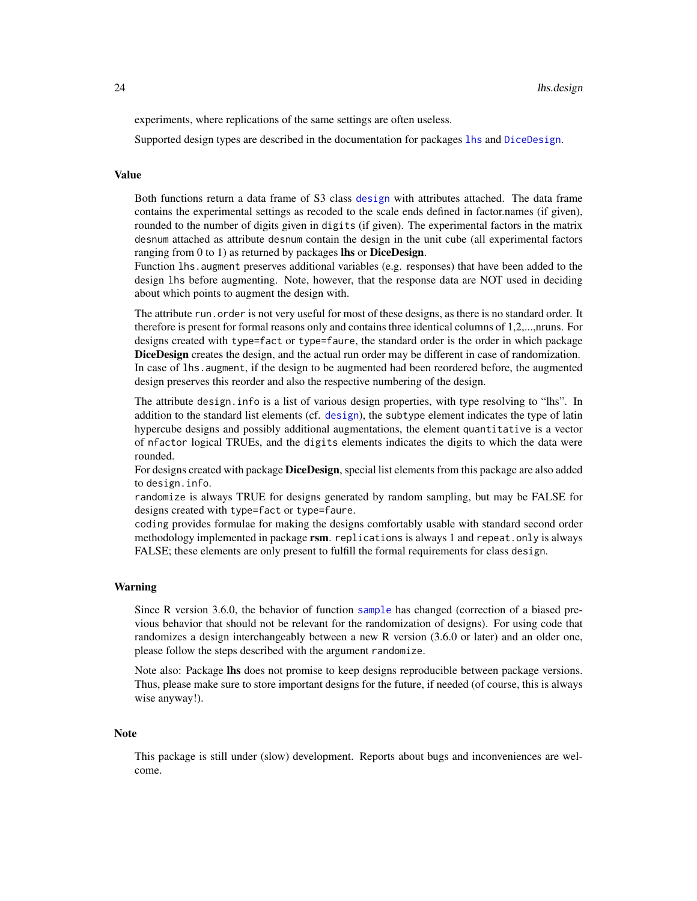experiments, where replications of the same settings are often useless.

Supported design types are described in the documentation for packages `lhs` and `DiceDesign`.

## Value

Both functions return a data frame of S3 class `design` with attributes attached. The data frame contains the experimental settings as recoded to the scale ends defined in factor.names (if given), rounded to the number of digits given in `digits` (if given). The experimental factors in the matrix `desnum` attached as attribute `desnum` contain the design in the unit cube (all experimental factors ranging from 0 to 1) as returned by packages **lhs** or **DiceDesign**.
Function `lhs.augment` preserves additional variables (e.g. responses) that have been added to the design `lhs` before augmenting. Note, however, that the response data are NOT used in deciding about which points to augment the design with.

The attribute `run.order` is not very useful for most of these designs, as there is no standard order. It therefore is present for formal reasons only and contains three identical columns of 1,2,...,nruns. For designs created with `type=fact` or `type=faure`, the standard order is the order in which package **DiceDesign** creates the design, and the actual run order may be different in case of randomization. In case of `lhs.augment`, if the design to be augmented had been reordered before, the augmented design preserves this reorder and also the respective numbering of the design.

The attribute `design.info` is a list of various design properties, with type resolving to "lhs". In addition to the standard list elements (cf. `design`), the `subtype` element indicates the type of latin hypercube designs and possibly additional augmentations, the element `quantitative` is a vector of `nfactor` logical TRUEs, and the `digits` elements indicates the digits to which the data were rounded.
For designs created with package **DiceDesign**, special list elements from this package are also added to `design.info`.
`randomize` is always TRUE for designs generated by random sampling, but may be FALSE for designs created with `type=fact` or `type=faure`.
`coding` provides formulae for making the designs comfortably usable with standard second order methodology implemented in package **rsm**. `replications` is always 1 and `repeat.only` is always FALSE; these elements are only present to fulfill the formal requirements for class `design`.

## Warning

Since R version 3.6.0, the behavior of function `sample` has changed (correction of a biased previous behavior that should not be relevant for the randomization of designs). For using code that randomizes a design interchangeably between a new R version (3.6.0 or later) and an older one, please follow the steps described with the argument `randomize`.

Note also: Package **lhs** does not promise to keep designs reproducible between package versions. Thus, please make sure to store important designs for the future, if needed (of course, this is always wise anyway!).

## Note

This package is still under (slow) development. Reports about bugs and inconveniences are welcome.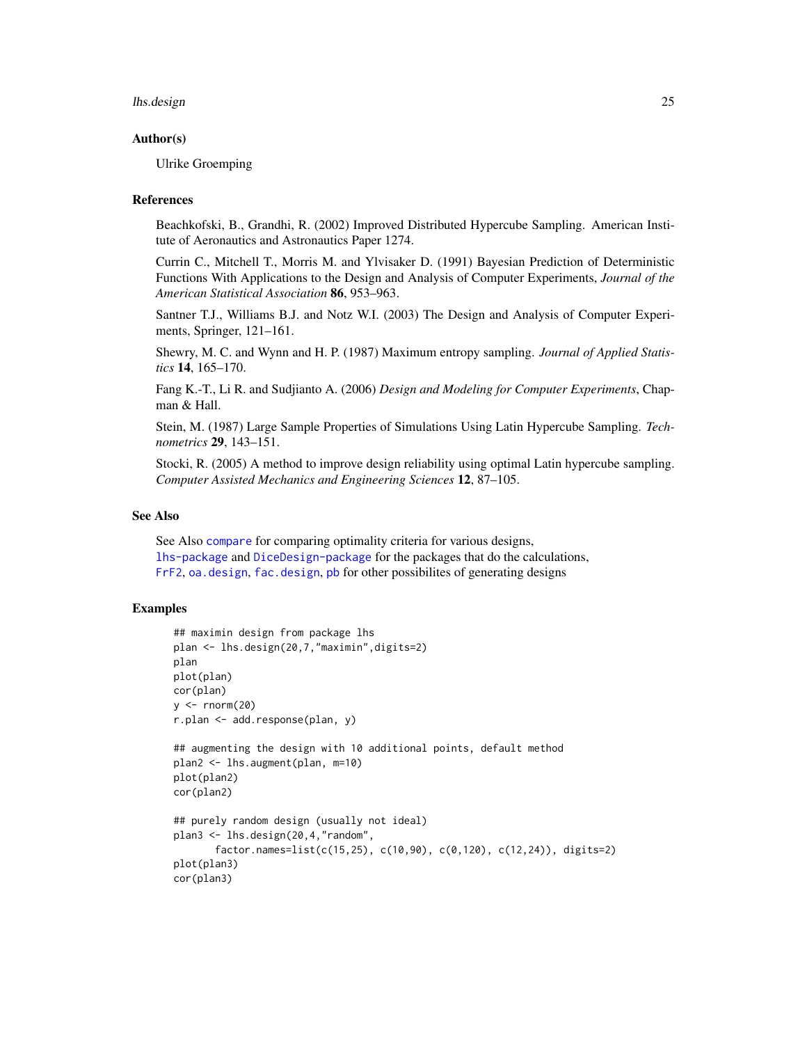### Author(s)

Ulrike Groemping

### References

Beachkofski, B., Grandhi, R. (2002) Improved Distributed Hypercube Sampling. American Institute of Aeronautics and Astronautics Paper 1274.

Currin C., Mitchell T., Morris M. and Ylvisaker D. (1991) Bayesian Prediction of Deterministic Functions With Applications to the Design and Analysis of Computer Experiments, *Journal of the American Statistical Association* **86**, 953–963.

Santner T.J., Williams B.J. and Notz W.I. (2003) The Design and Analysis of Computer Experiments, Springer, 121–161.

Shewry, M. C. and Wynn and H. P. (1987) Maximum entropy sampling. *Journal of Applied Statistics* **14**, 165–170.

Fang K.-T., Li R. and Sudjianto A. (2006) *Design and Modeling for Computer Experiments*, Chapman & Hall.

Stein, M. (1987) Large Sample Properties of Simulations Using Latin Hypercube Sampling. *Technometrics* **29**, 143–151.

Stocki, R. (2005) A method to improve design reliability using optimal Latin hypercube sampling. *Computer Assisted Mechanics and Engineering Sciences* **12**, 87–105.

### See Also

See Also `compare` for comparing optimality criteria for various designs,
`lhs-package` and `DiceDesign-package` for the packages that do the calculations,
`FrF2`, `oa.design`, `fac.design`, `pb` for other possibilites of generating designs

### Examples

```
## maximin design from package lhs
plan <- lhs.design(20,7,"maximin",digits=2)
plan
plot(plan)
cor(plan)
y <- rnorm(20)
r.plan <- add.response(plan, y)

## augmenting the design with 10 additional points, default method
plan2 <- lhs.augment(plan, m=10)
plot(plan2)
cor(plan2)

## purely random design (usually not ideal)
plan3 <- lhs.design(20,4,"random",
       factor.names=list(c(15,25), c(10,90), c(0,120), c(12,24)), digits=2)
plot(plan3)
cor(plan3)
```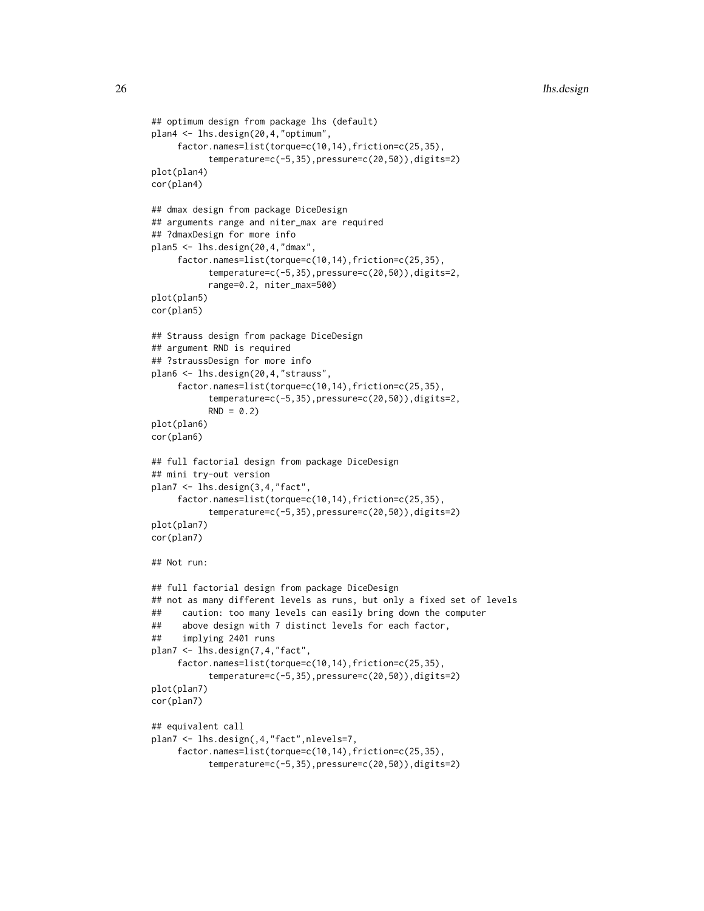```
## optimum design from package lhs (default)
plan4 <- lhs.design(20,4,"optimum",
     factor.names=list(torque=c(10,14),friction=c(25,35),
           temperature=c(-5,35),pressure=c(20,50)),digits=2)
plot(plan4)
cor(plan4)

## dmax design from package DiceDesign
## arguments range and niter_max are required
## ?dmaxDesign for more info
plan5 <- lhs.design(20,4,"dmax",
     factor.names=list(torque=c(10,14),friction=c(25,35),
           temperature=c(-5,35),pressure=c(20,50)),digits=2,
           range=0.2, niter_max=500)
plot(plan5)
cor(plan5)

## Strauss design from package DiceDesign
## argument RND is required
## ?straussDesign for more info
plan6 <- lhs.design(20,4,"strauss",
     factor.names=list(torque=c(10,14),friction=c(25,35),
           temperature=c(-5,35),pressure=c(20,50)),digits=2,
           RND = 0.2)
plot(plan6)
cor(plan6)

## full factorial design from package DiceDesign
## mini try-out version
plan7 <- lhs.design(3,4,"fact",
     factor.names=list(torque=c(10,14),friction=c(25,35),
           temperature=c(-5,35),pressure=c(20,50)),digits=2)
plot(plan7)
cor(plan7)

## Not run:

## full factorial design from package DiceDesign
## not as many different levels as runs, but only a fixed set of levels
##    caution: too many levels can easily bring down the computer
##    above design with 7 distinct levels for each factor,
##    implying 2401 runs
plan7 <- lhs.design(7,4,"fact",
     factor.names=list(torque=c(10,14),friction=c(25,35),
           temperature=c(-5,35),pressure=c(20,50)),digits=2)
plot(plan7)
cor(plan7)

## equivalent call
plan7 <- lhs.design(,4,"fact",nlevels=7,
     factor.names=list(torque=c(10,14),friction=c(25,35),
           temperature=c(-5,35),pressure=c(20,50)),digits=2)
```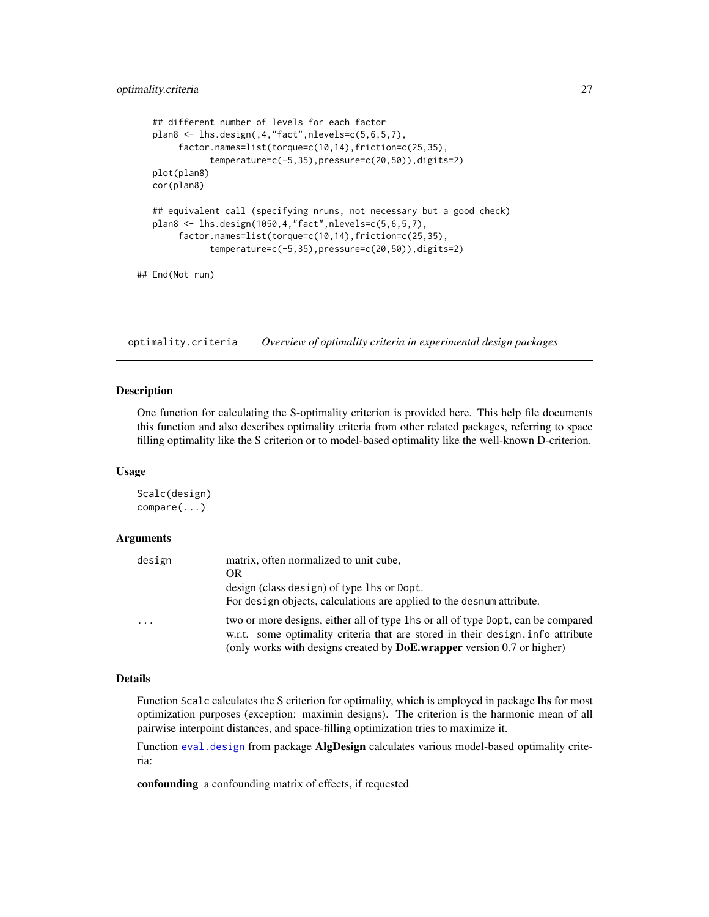```
    ## different number of levels for each factor
    plan8 <- lhs.design(,4,"fact",nlevels=c(5,6,5,7),
         factor.names=list(torque=c(10,14),friction=c(25,35),
               temperature=c(-5,35),pressure=c(20,50)),digits=2)
    plot(plan8)
    cor(plan8)

    ## equivalent call (specifying nruns, not necessary but a good check)
    plan8 <- lhs.design(1050,4,"fact",nlevels=c(5,6,5,7),
         factor.names=list(torque=c(10,14),friction=c(25,35),
               temperature=c(-5,35),pressure=c(20,50)),digits=2)

## End(Not run)
```

---

## optimality.criteria — *Overview of optimality criteria in experimental design packages*

### Description

One function for calculating the S-optimality criterion is provided here. This help file documents this function and also describes optimality criteria from other related packages, referring to space filling optimality like the S criterion or to model-based optimality like the well-known D-criterion.

### Usage

```
Scalc(design)
compare(...)
```

### Arguments

| | |
|---|---|
| `design` | matrix, often normalized to unit cube, <br> OR <br> design (class `design`) of type `lhs` or `Dopt`. <br> For `design` objects, calculations are applied to the `desnum` attribute. |
| `...` | two or more designs, either all of type `lhs` or all of type `Dopt`, can be compared w.r.t. some optimality criteria that are stored in their `design.info` attribute (only works with designs created by **DoE.wrapper** version 0.7 or higher) |

### Details

Function `Scalc` calculates the S criterion for optimality, which is employed in package **lhs** for most optimization purposes (exception: maximin designs). The criterion is the harmonic mean of all pairwise interpoint distances, and space-filling optimization tries to maximize it.

Function `eval.design` from package **AlgDesign** calculates various model-based optimality criteria:

**confounding** a confounding matrix of effects, if requested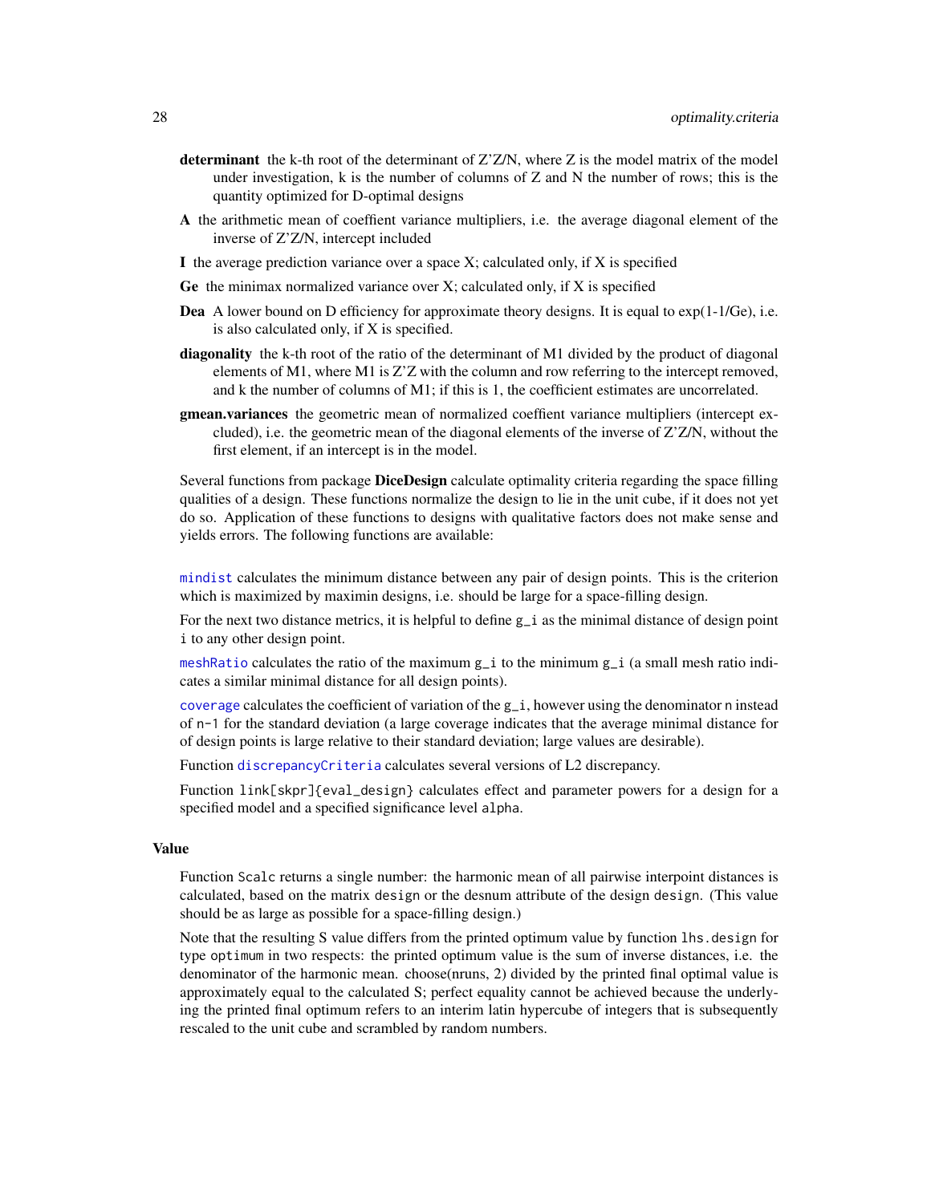**determinant** the k-th root of the determinant of Z'Z/N, where Z is the model matrix of the model under investigation, k is the number of columns of Z and N the number of rows; this is the quantity optimized for D-optimal designs

**A** the arithmetic mean of coeffient variance multipliers, i.e. the average diagonal element of the inverse of Z'Z/N, intercept included

**I** the average prediction variance over a space X; calculated only, if X is specified

**Ge** the minimax normalized variance over X; calculated only, if X is specified

**Dea** A lower bound on D efficiency for approximate theory designs. It is equal to exp(1-1/Ge), i.e. is also calculated only, if X is specified.

**diagonality** the k-th root of the ratio of the determinant of M1 divided by the product of diagonal elements of M1, where M1 is Z'Z with the column and row referring to the intercept removed, and k the number of columns of M1; if this is 1, the coefficient estimates are uncorrelated.

**gmean.variances** the geometric mean of normalized coeffient variance multipliers (intercept excluded), i.e. the geometric mean of the diagonal elements of the inverse of Z'Z/N, without the first element, if an intercept is in the model.

Several functions from package **DiceDesign** calculate optimality criteria regarding the space filling qualities of a design. These functions normalize the design to lie in the unit cube, if it does not yet do so. Application of these functions to designs with qualitative factors does not make sense and yields errors. The following functions are available:

`mindist` calculates the minimum distance between any pair of design points. This is the criterion which is maximized by maximin designs, i.e. should be large for a space-filling design.

For the next two distance metrics, it is helpful to define `g_i` as the minimal distance of design point `i` to any other design point.

`meshRatio` calculates the ratio of the maximum `g_i` to the minimum `g_i` (a small mesh ratio indicates a similar minimal distance for all design points).

`coverage` calculates the coefficient of variation of the `g_i`, however using the denominator `n` instead of `n-1` for the standard deviation (a large coverage indicates that the average minimal distance for of design points is large relative to their standard deviation; large values are desirable).

Function `discrepancyCriteria` calculates several versions of L2 discrepancy.

Function `link[skpr]{eval_design}` calculates effect and parameter powers for a design for a specified model and a specified significance level `alpha`.

### Value

Function `Scalc` returns a single number: the harmonic mean of all pairwise interpoint distances is calculated, based on the matrix `design` or the desnum attribute of the design `design`. (This value should be as large as possible for a space-filling design.)

Note that the resulting S value differs from the printed optimum value by function `lhs.design` for type `optimum` in two respects: the printed optimum value is the sum of inverse distances, i.e. the denominator of the harmonic mean. choose(nruns, 2) divided by the printed final optimal value is approximately equal to the calculated S; perfect equality cannot be achieved because the underlying the printed final optimum refers to an interim latin hypercube of integers that is subsequently rescaled to the unit cube and scrambled by random numbers.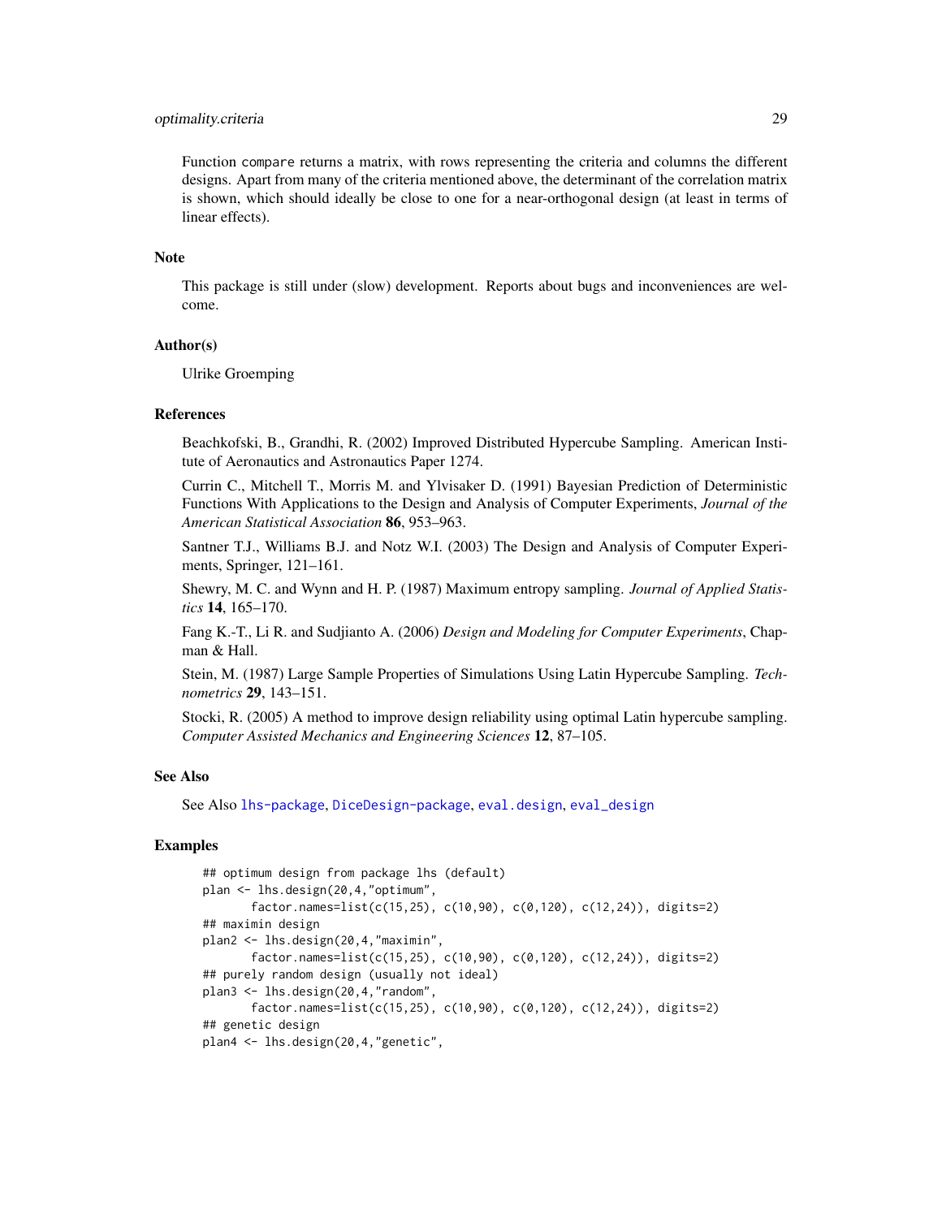Function `compare` returns a matrix, with rows representing the criteria and columns the different designs. Apart from many of the criteria mentioned above, the determinant of the correlation matrix is shown, which should ideally be close to one for a near-orthogonal design (at least in terms of linear effects).

### Note

This package is still under (slow) development. Reports about bugs and inconveniences are welcome.

### Author(s)

Ulrike Groemping

### References

Beachkofski, B., Grandhi, R. (2002) Improved Distributed Hypercube Sampling. American Institute of Aeronautics and Astronautics Paper 1274.

Currin C., Mitchell T., Morris M. and Ylvisaker D. (1991) Bayesian Prediction of Deterministic Functions With Applications to the Design and Analysis of Computer Experiments, *Journal of the American Statistical Association* **86**, 953–963.

Santner T.J., Williams B.J. and Notz W.I. (2003) The Design and Analysis of Computer Experiments, Springer, 121–161.

Shewry, M. C. and Wynn and H. P. (1987) Maximum entropy sampling. *Journal of Applied Statistics* **14**, 165–170.

Fang K.-T., Li R. and Sudjianto A. (2006) *Design and Modeling for Computer Experiments*, Chapman & Hall.

Stein, M. (1987) Large Sample Properties of Simulations Using Latin Hypercube Sampling. *Technometrics* **29**, 143–151.

Stocki, R. (2005) A method to improve design reliability using optimal Latin hypercube sampling. *Computer Assisted Mechanics and Engineering Sciences* **12**, 87–105.

### See Also

See Also lhs-package, DiceDesign-package, eval.design, eval_design

### Examples

```
## optimum design from package lhs (default)
plan <- lhs.design(20,4,"optimum",
       factor.names=list(c(15,25), c(10,90), c(0,120), c(12,24)), digits=2)
## maximin design
plan2 <- lhs.design(20,4,"maximin",
       factor.names=list(c(15,25), c(10,90), c(0,120), c(12,24)), digits=2)
## purely random design (usually not ideal)
plan3 <- lhs.design(20,4,"random",
       factor.names=list(c(15,25), c(10,90), c(0,120), c(12,24)), digits=2)
## genetic design
plan4 <- lhs.design(20,4,"genetic",
```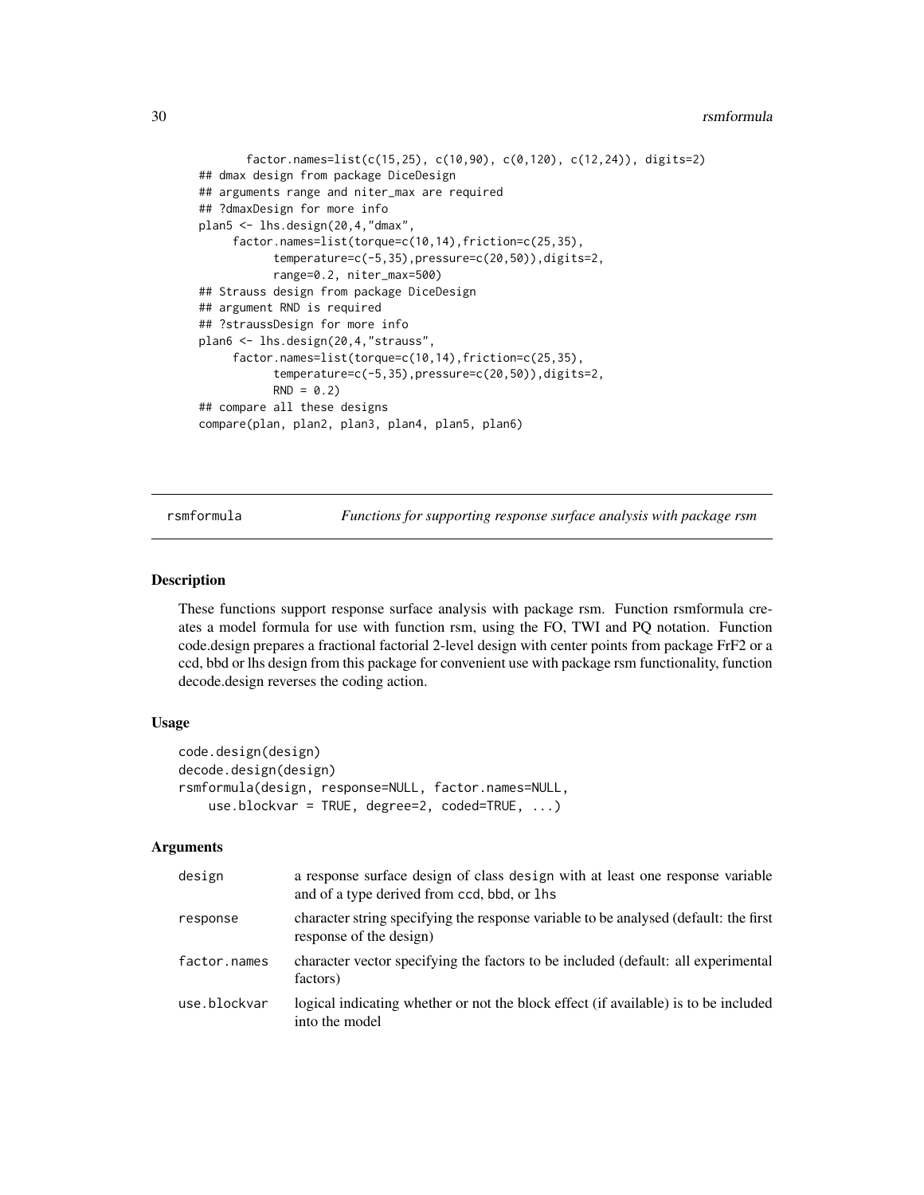```
       factor.names=list(c(15,25), c(10,90), c(0,120), c(12,24)), digits=2)
## dmax design from package DiceDesign
## arguments range and niter_max are required
## ?dmaxDesign for more info
plan5 <- lhs.design(20,4,"dmax",
     factor.names=list(torque=c(10,14),friction=c(25,35),
           temperature=c(-5,35),pressure=c(20,50)),digits=2,
           range=0.2, niter_max=500)
## Strauss design from package DiceDesign
## argument RND is required
## ?straussDesign for more info
plan6 <- lhs.design(20,4,"strauss",
     factor.names=list(torque=c(10,14),friction=c(25,35),
           temperature=c(-5,35),pressure=c(20,50)),digits=2,
           RND = 0.2)
## compare all these designs
compare(plan, plan2, plan3, plan4, plan5, plan6)
```

---

rsmformula — *Functions for supporting response surface analysis with package rsm*

---

### Description

These functions support response surface analysis with package rsm. Function rsmformula creates a model formula for use with function rsm, using the FO, TWI and PQ notation. Function code.design prepares a fractional factorial 2-level design with center points from package FrF2 or a ccd, bbd or lhs design from this package for convenient use with package rsm functionality, function decode.design reverses the coding action.

### Usage

```
code.design(design)
decode.design(design)
rsmformula(design, response=NULL, factor.names=NULL,
    use.blockvar = TRUE, degree=2, coded=TRUE, ...)
```

### Arguments

| | |
|---|---|
| design | a response surface design of class design with at least one response variable and of a type derived from ccd, bbd, or lhs |
| response | character string specifying the response variable to be analysed (default: the first response of the design) |
| factor.names | character vector specifying the factors to be included (default: all experimental factors) |
| use.blockvar | logical indicating whether or not the block effect (if available) is to be included into the model |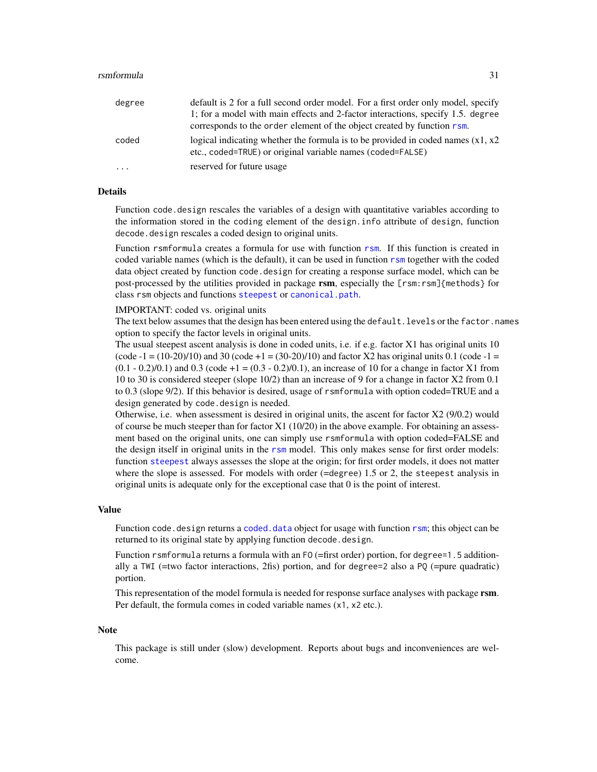| | |
|---|---|
| `degree` | default is 2 for a full second order model. For a first order only model, specify 1; for a model with main effects and 2-factor interactions, specify 1.5. `degree` corresponds to the `order` element of the object created by function `rsm`. |
| `coded` | logical indicating whether the formula is to be provided in coded names (x1, x2 etc., `coded=TRUE`) or original variable names (`coded=FALSE`) |
| `...` | reserved for future usage |

## Details

Function `code.design` rescales the variables of a design with quantitative variables according to the information stored in the `coding` element of the `design.info` attribute of `design`, function `decode.design` rescales a coded design to original units.

Function `rsmformula` creates a formula for use with function `rsm`. If this function is created in coded variable names (which is the default), it can be used in function `rsm` together with the coded data object created by function `code.design` for creating a response surface model, which can be post-processed by the utilities provided in package **rsm**, especially the `[rsm:rsm]{methods}` for class `rsm` objects and functions `steepest` or `canonical.path`.

IMPORTANT: coded vs. original units
The text below assumes that the design has been entered using the `default.levels` or the `factor.names` option to specify the factor levels in original units.
The usual steepest ascent analysis is done in coded units, i.e. if e.g. factor X1 has original units 10 (code -1 = (10-20)/10) and 30 (code +1 = (30-20)/10) and factor X2 has original units 0.1 (code -1 = (0.1 - 0.2)/0.1) and 0.3 (code +1 = (0.3 - 0.2)/0.1), an increase of 10 for a change in factor X1 from 10 to 30 is considered steeper (slope 10/2) than an increase of 9 for a change in factor X2 from 0.1 to 0.3 (slope 9/2). If this behavior is desired, usage of `rsmformula` with option coded=TRUE and a design generated by `code.design` is needed.
Otherwise, i.e. when assessment is desired in original units, the ascent for factor X2 (9/0.2) would of course be much steeper than for factor X1 (10/20) in the above example. For obtaining an assessment based on the original units, one can simply use `rsmformula` with option coded=FALSE and the design itself in original units in the `rsm` model. This only makes sense for first order models: function `steepest` always assesses the slope at the origin; for first order models, it does not matter where the slope is assessed. For models with order (=degree) 1.5 or 2, the `steepest` analysis in original units is adequate only for the exceptional case that 0 is the point of interest.

## Value

Function `code.design` returns a `coded.data` object for usage with function `rsm`; this object can be returned to its original state by applying function `decode.design`.

Function `rsmformula` returns a formula with an `FO` (=first order) portion, for `degree=1.5` additionally a `TWI` (=two factor interactions, 2fis) portion, and for `degree=2` also a `PQ` (=pure quadratic) portion.

This representation of the model formula is needed for response surface analyses with package **rsm**. Per default, the formula comes in coded variable names (`x1`, `x2` etc.).

## Note

This package is still under (slow) development. Reports about bugs and inconveniences are welcome.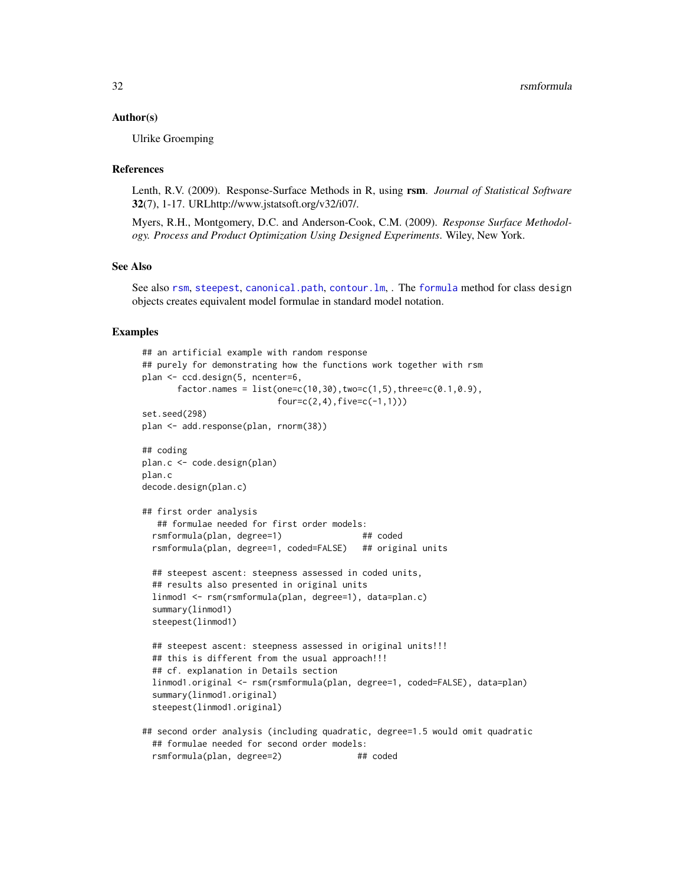### Author(s)

Ulrike Groemping

### References

Lenth, R.V. (2009). Response-Surface Methods in R, using **rsm**. *Journal of Statistical Software* **32**(7), 1-17. URLhttp://www.jstatsoft.org/v32/i07/.

Myers, R.H., Montgomery, D.C. and Anderson-Cook, C.M. (2009). *Response Surface Methodology. Process and Product Optimization Using Designed Experiments.* Wiley, New York.

### See Also

See also `rsm`, `steepest`, `canonical.path`, `contour.lm`, . The `formula` method for class `design` objects creates equivalent model formulae in standard model notation.

### Examples

```
## an artificial example with random response
## purely for demonstrating how the functions work together with rsm
plan <- ccd.design(5, ncenter=6,
       factor.names = list(one=c(10,30),two=c(1,5),three=c(0.1,0.9),
                           four=c(2,4),five=c(-1,1)))
set.seed(298)
plan <- add.response(plan, rnorm(38))

## coding
plan.c <- code.design(plan)
plan.c
decode.design(plan.c)

## first order analysis
   ## formulae needed for first order models:
  rsmformula(plan, degree=1)                ## coded
  rsmformula(plan, degree=1, coded=FALSE)   ## original units

  ## steepest ascent: steepness assessed in coded units,
  ## results also presented in original units
  linmod1 <- rsm(rsmformula(plan, degree=1), data=plan.c)
  summary(linmod1)
  steepest(linmod1)

  ## steepest ascent: steepness assessed in original units!!!
  ## this is different from the usual approach!!!
  ## cf. explanation in Details section
  linmod1.original <- rsm(rsmformula(plan, degree=1, coded=FALSE), data=plan)
  summary(linmod1.original)
  steepest(linmod1.original)

## second order analysis (including quadratic, degree=1.5 would omit quadratic
  ## formulae needed for second order models:
  rsmformula(plan, degree=2)               ## coded
```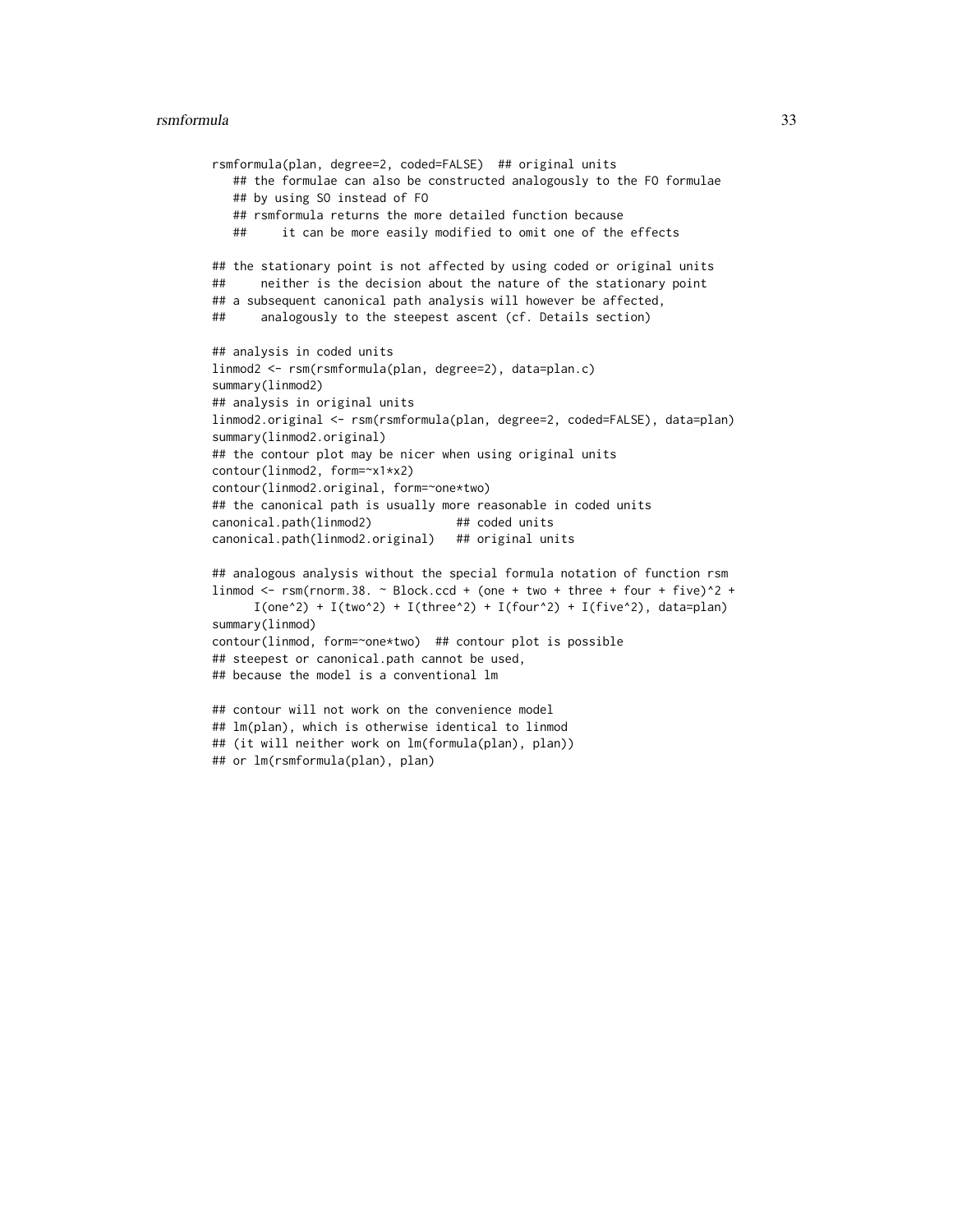```
rsmformula(plan, degree=2, coded=FALSE)  ## original units
   ## the formulae can also be constructed analogously to the FO formulae
   ## by using SO instead of FO
   ## rsmformula returns the more detailed function because
   ##     it can be more easily modified to omit one of the effects

## the stationary point is not affected by using coded or original units
##     neither is the decision about the nature of the stationary point
## a subsequent canonical path analysis will however be affected,
##     analogously to the steepest ascent (cf. Details section)

## analysis in coded units
linmod2 <- rsm(rsmformula(plan, degree=2), data=plan.c)
summary(linmod2)
## analysis in original units
linmod2.original <- rsm(rsmformula(plan, degree=2, coded=FALSE), data=plan)
summary(linmod2.original)
## the contour plot may be nicer when using original units
contour(linmod2, form=~x1*x2)
contour(linmod2.original, form=~one*two)
## the canonical path is usually more reasonable in coded units
canonical.path(linmod2)            ## coded units
canonical.path(linmod2.original)   ## original units

## analogous analysis without the special formula notation of function rsm
linmod <- rsm(rnorm.38. ~ Block.ccd + (one + two + three + four + five)^2 +
      I(one^2) + I(two^2) + I(three^2) + I(four^2) + I(five^2), data=plan)
summary(linmod)
contour(linmod, form=~one*two)  ## contour plot is possible
## steepest or canonical.path cannot be used,
## because the model is a conventional lm

## contour will not work on the convenience model
## lm(plan), which is otherwise identical to linmod
## (it will neither work on lm(formula(plan), plan))
## or lm(rsmformula(plan), plan)
```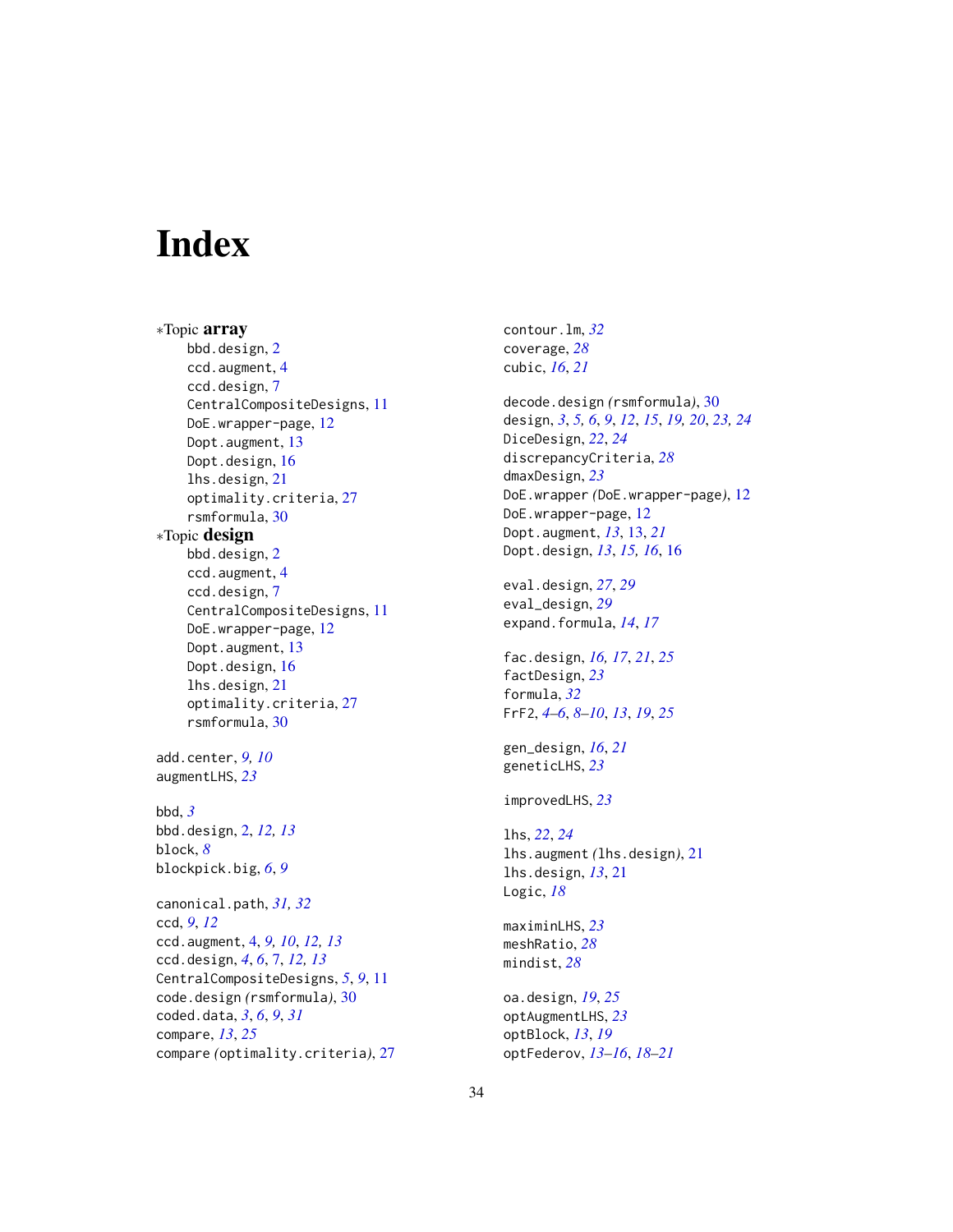# Index

*Topic **array**
- bbd.design, 2
- ccd.augment, 4
- ccd.design, 7
- CentralCompositeDesigns, 11
- DoE.wrapper-page, 12
- Dopt.augment, 13
- Dopt.design, 16
- lhs.design, 21
- optimality.criteria, 27
- rsmformula, 30

*Topic **design**
- bbd.design, 2
- ccd.augment, 4
- ccd.design, 7
- CentralCompositeDesigns, 11
- DoE.wrapper-page, 12
- Dopt.augment, 13
- Dopt.design, 16
- lhs.design, 21
- optimality.criteria, 27
- rsmformula, 30

add.center, *9, 10*
augmentLHS, *23*

bbd, *3*
bbd.design, 2, *12, 13*
block, *8*
blockpick.big, *6*, *9*

canonical.path, *31, 32*
ccd, *9*, *12*
ccd.augment, 4, *9, 10*, *12, 13*
ccd.design, *4*, *6*, 7, *12, 13*
CentralCompositeDesigns, *5*, *9*, 11
code.design *(rsmformula)*, 30
coded.data, *3*, *6*, *9*, *31*
compare, *13*, *25*
compare *(optimality.criteria)*, 27
contour.lm, *32*
coverage, *28*
cubic, *16*, *21*

decode.design *(rsmformula)*, 30
design, *3*, *5, 6*, *9*, *12*, *15*, *19, 20*, *23, 24*
DiceDesign, *22*, *24*
discrepancyCriteria, *28*
dmaxDesign, *23*
DoE.wrapper *(DoE.wrapper-page)*, 12
DoE.wrapper-page, 12
Dopt.augment, *13*, 13, *21*
Dopt.design, *13*, *15, 16*, 16

eval.design, *27*, *29*
eval_design, *29*
expand.formula, *14*, *17*

fac.design, *16, 17*, *21*, *25*
factDesign, *23*
formula, *32*
FrF2, *4–6*, *8–10*, *13*, *19*, *25*

gen_design, *16*, *21*
geneticLHS, *23*

improvedLHS, *23*

lhs, *22*, *24*
lhs.augment *(lhs.design)*, 21
lhs.design, *13*, 21
Logic, *18*

maximinLHS, *23*
meshRatio, *28*
mindist, *28*

oa.design, *19*, *25*
optAugmentLHS, *23*
optBlock, *13*, *19*
optFederov, *13–16*, *18–21*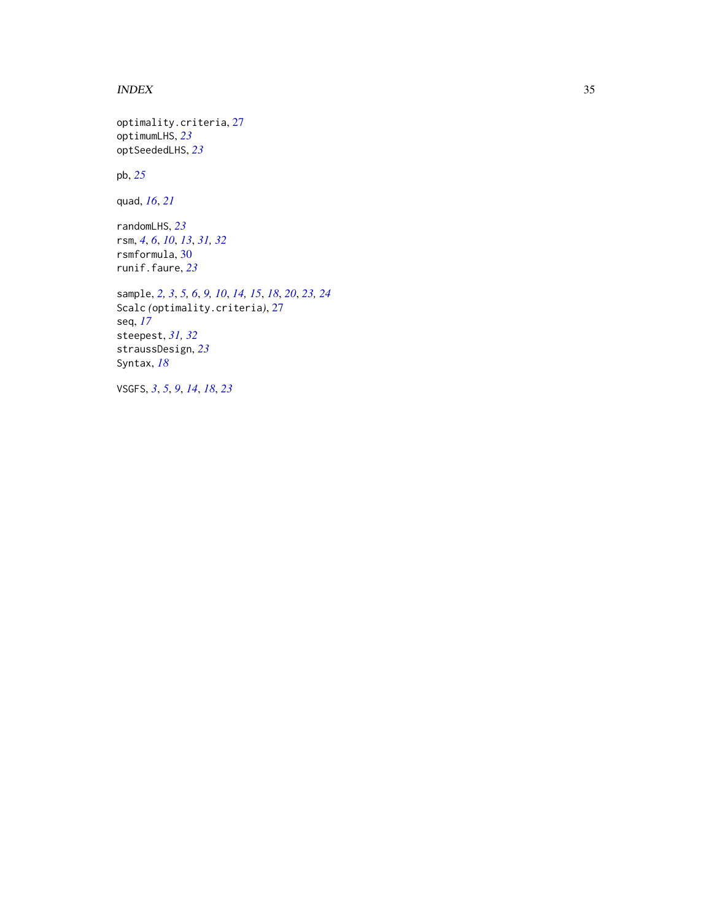optimality.criteria, 27
optimumLHS, *23*
optSeededLHS, *23*

pb, *25*

quad, *16*, *21*

randomLHS, *23*
rsm, *4*, *6*, *10*, *13*, *31, 32*
rsmformula, 30
runif.faure, *23*

sample, *2, 3*, *5, 6*, *9, 10*, *14, 15*, *18*, *20*, *23, 24*
Scalc *(*optimality.criteria*)*, 27
seq, *17*
steepest, *31, 32*
straussDesign, *23*
Syntax, *18*

VSGFS, *3*, *5*, *9*, *14*, *18*, *23*